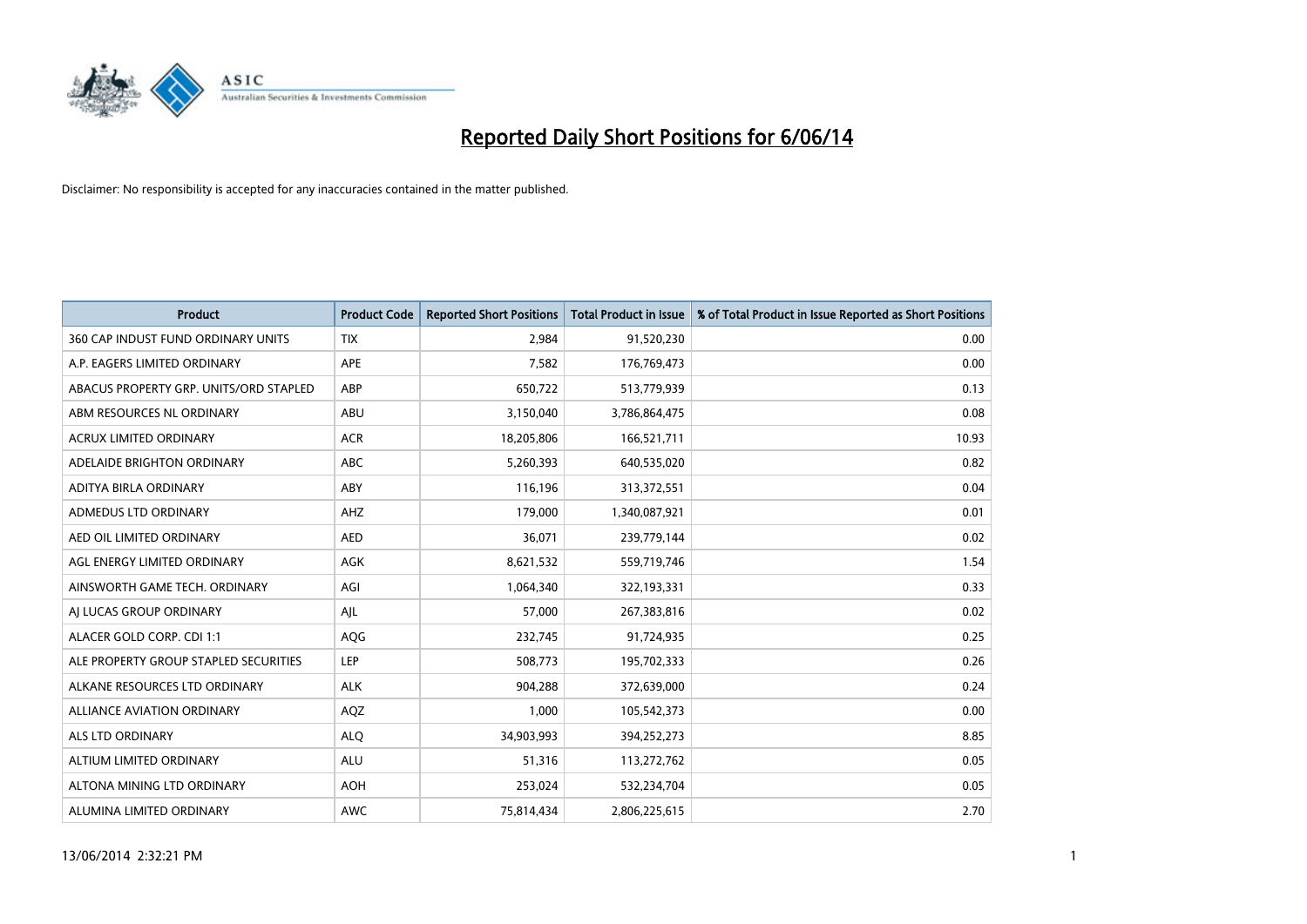# Reported Daily Short Positions for 6/06/14

Disclaimer: No responsibility is accepted for any inaccuracies contained in the matter published.

| Product | Product Code | Reported Short Positions | Total Product in Issue | % of Total Product in Issue Reported as Short Positions |
|---|---|---|---|---|
| 360 CAP INDUST FUND ORDINARY UNITS | TIX | 2,984 | 91,520,230 | 0.00 |
| A.P. EAGERS LIMITED ORDINARY | APE | 7,582 | 176,769,473 | 0.00 |
| ABACUS PROPERTY GRP. UNITS/ORD STAPLED | ABP | 650,722 | 513,779,939 | 0.13 |
| ABM RESOURCES NL ORDINARY | ABU | 3,150,040 | 3,786,864,475 | 0.08 |
| ACRUX LIMITED ORDINARY | ACR | 18,205,806 | 166,521,711 | 10.93 |
| ADELAIDE BRIGHTON ORDINARY | ABC | 5,260,393 | 640,535,020 | 0.82 |
| ADITYA BIRLA ORDINARY | ABY | 116,196 | 313,372,551 | 0.04 |
| ADMEDUS LTD ORDINARY | AHZ | 179,000 | 1,340,087,921 | 0.01 |
| AED OIL LIMITED ORDINARY | AED | 36,071 | 239,779,144 | 0.02 |
| AGL ENERGY LIMITED ORDINARY | AGK | 8,621,532 | 559,719,746 | 1.54 |
| AINSWORTH GAME TECH. ORDINARY | AGI | 1,064,340 | 322,193,331 | 0.33 |
| AJ LUCAS GROUP ORDINARY | AJL | 57,000 | 267,383,816 | 0.02 |
| ALACER GOLD CORP. CDI 1:1 | AQG | 232,745 | 91,724,935 | 0.25 |
| ALE PROPERTY GROUP STAPLED SECURITIES | LEP | 508,773 | 195,702,333 | 0.26 |
| ALKANE RESOURCES LTD ORDINARY | ALK | 904,288 | 372,639,000 | 0.24 |
| ALLIANCE AVIATION ORDINARY | AQZ | 1,000 | 105,542,373 | 0.00 |
| ALS LTD ORDINARY | ALQ | 34,903,993 | 394,252,273 | 8.85 |
| ALTIUM LIMITED ORDINARY | ALU | 51,316 | 113,272,762 | 0.05 |
| ALTONA MINING LTD ORDINARY | AOH | 253,024 | 532,234,704 | 0.05 |
| ALUMINA LIMITED ORDINARY | AWC | 75,814,434 | 2,806,225,615 | 2.70 |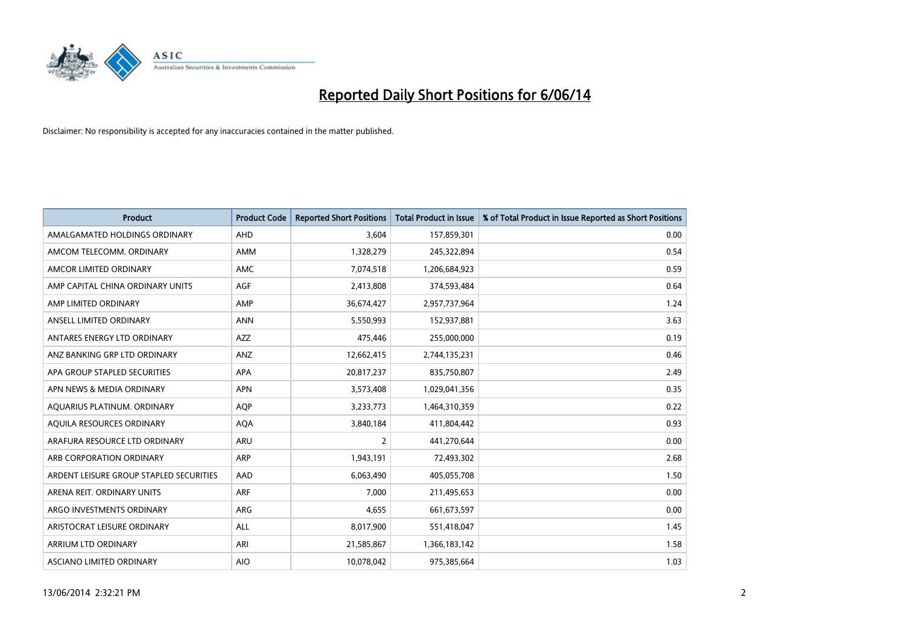# Reported Daily Short Positions for 6/06/14

Disclaimer: No responsibility is accepted for any inaccuracies contained in the matter published.

| Product | Product Code | Reported Short Positions | Total Product in Issue | % of Total Product in Issue Reported as Short Positions |
|---|---|---|---|---|
| AMALGAMATED HOLDINGS ORDINARY | AHD | 3,604 | 157,859,301 | 0.00 |
| AMCOM TELECOMM. ORDINARY | AMM | 1,328,279 | 245,322,894 | 0.54 |
| AMCOR LIMITED ORDINARY | AMC | 7,074,518 | 1,206,684,923 | 0.59 |
| AMP CAPITAL CHINA ORDINARY UNITS | AGF | 2,413,808 | 374,593,484 | 0.64 |
| AMP LIMITED ORDINARY | AMP | 36,674,427 | 2,957,737,964 | 1.24 |
| ANSELL LIMITED ORDINARY | ANN | 5,550,993 | 152,937,881 | 3.63 |
| ANTARES ENERGY LTD ORDINARY | AZZ | 475,446 | 255,000,000 | 0.19 |
| ANZ BANKING GRP LTD ORDINARY | ANZ | 12,662,415 | 2,744,135,231 | 0.46 |
| APA GROUP STAPLED SECURITIES | APA | 20,817,237 | 835,750,807 | 2.49 |
| APN NEWS & MEDIA ORDINARY | APN | 3,573,408 | 1,029,041,356 | 0.35 |
| AQUARIUS PLATINUM. ORDINARY | AQP | 3,233,773 | 1,464,310,359 | 0.22 |
| AQUILA RESOURCES ORDINARY | AQA | 3,840,184 | 411,804,442 | 0.93 |
| ARAFURA RESOURCE LTD ORDINARY | ARU | 2 | 441,270,644 | 0.00 |
| ARB CORPORATION ORDINARY | ARP | 1,943,191 | 72,493,302 | 2.68 |
| ARDENT LEISURE GROUP STAPLED SECURITIES | AAD | 6,063,490 | 405,055,708 | 1.50 |
| ARENA REIT. ORDINARY UNITS | ARF | 7,000 | 211,495,653 | 0.00 |
| ARGO INVESTMENTS ORDINARY | ARG | 4,655 | 661,673,597 | 0.00 |
| ARISTOCRAT LEISURE ORDINARY | ALL | 8,017,900 | 551,418,047 | 1.45 |
| ARRIUM LTD ORDINARY | ARI | 21,585,867 | 1,366,183,142 | 1.58 |
| ASCIANO LIMITED ORDINARY | AIO | 10,078,042 | 975,385,664 | 1.03 |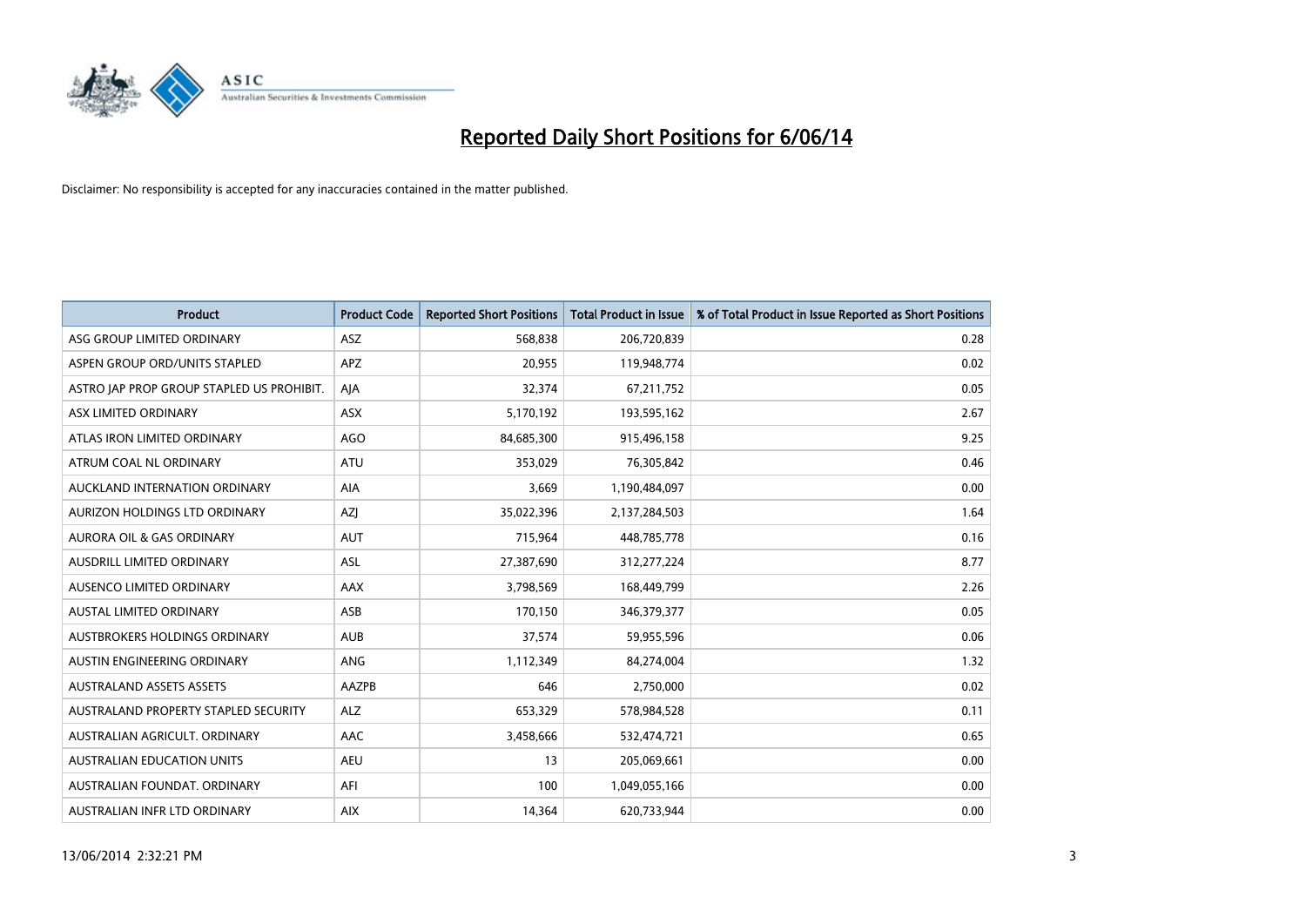# Reported Daily Short Positions for 6/06/14

Disclaimer: No responsibility is accepted for any inaccuracies contained in the matter published.

| Product | Product Code | Reported Short Positions | Total Product in Issue | % of Total Product in Issue Reported as Short Positions |
|---|---|---|---|---|
| ASG GROUP LIMITED ORDINARY | ASZ | 568,838 | 206,720,839 | 0.28 |
| ASPEN GROUP ORD/UNITS STAPLED | APZ | 20,955 | 119,948,774 | 0.02 |
| ASTRO JAP PROP GROUP STAPLED US PROHIBIT. | AJA | 32,374 | 67,211,752 | 0.05 |
| ASX LIMITED ORDINARY | ASX | 5,170,192 | 193,595,162 | 2.67 |
| ATLAS IRON LIMITED ORDINARY | AGO | 84,685,300 | 915,496,158 | 9.25 |
| ATRUM COAL NL ORDINARY | ATU | 353,029 | 76,305,842 | 0.46 |
| AUCKLAND INTERNATION ORDINARY | AIA | 3,669 | 1,190,484,097 | 0.00 |
| AURIZON HOLDINGS LTD ORDINARY | AZJ | 35,022,396 | 2,137,284,503 | 1.64 |
| AURORA OIL & GAS ORDINARY | AUT | 715,964 | 448,785,778 | 0.16 |
| AUSDRILL LIMITED ORDINARY | ASL | 27,387,690 | 312,277,224 | 8.77 |
| AUSENCO LIMITED ORDINARY | AAX | 3,798,569 | 168,449,799 | 2.26 |
| AUSTAL LIMITED ORDINARY | ASB | 170,150 | 346,379,377 | 0.05 |
| AUSTBROKERS HOLDINGS ORDINARY | AUB | 37,574 | 59,955,596 | 0.06 |
| AUSTIN ENGINEERING ORDINARY | ANG | 1,112,349 | 84,274,004 | 1.32 |
| AUSTRALAND ASSETS ASSETS | AAZPB | 646 | 2,750,000 | 0.02 |
| AUSTRALAND PROPERTY STAPLED SECURITY | ALZ | 653,329 | 578,984,528 | 0.11 |
| AUSTRALIAN AGRICULT. ORDINARY | AAC | 3,458,666 | 532,474,721 | 0.65 |
| AUSTRALIAN EDUCATION UNITS | AEU | 13 | 205,069,661 | 0.00 |
| AUSTRALIAN FOUNDAT. ORDINARY | AFI | 100 | 1,049,055,166 | 0.00 |
| AUSTRALIAN INFR LTD ORDINARY | AIX | 14,364 | 620,733,944 | 0.00 |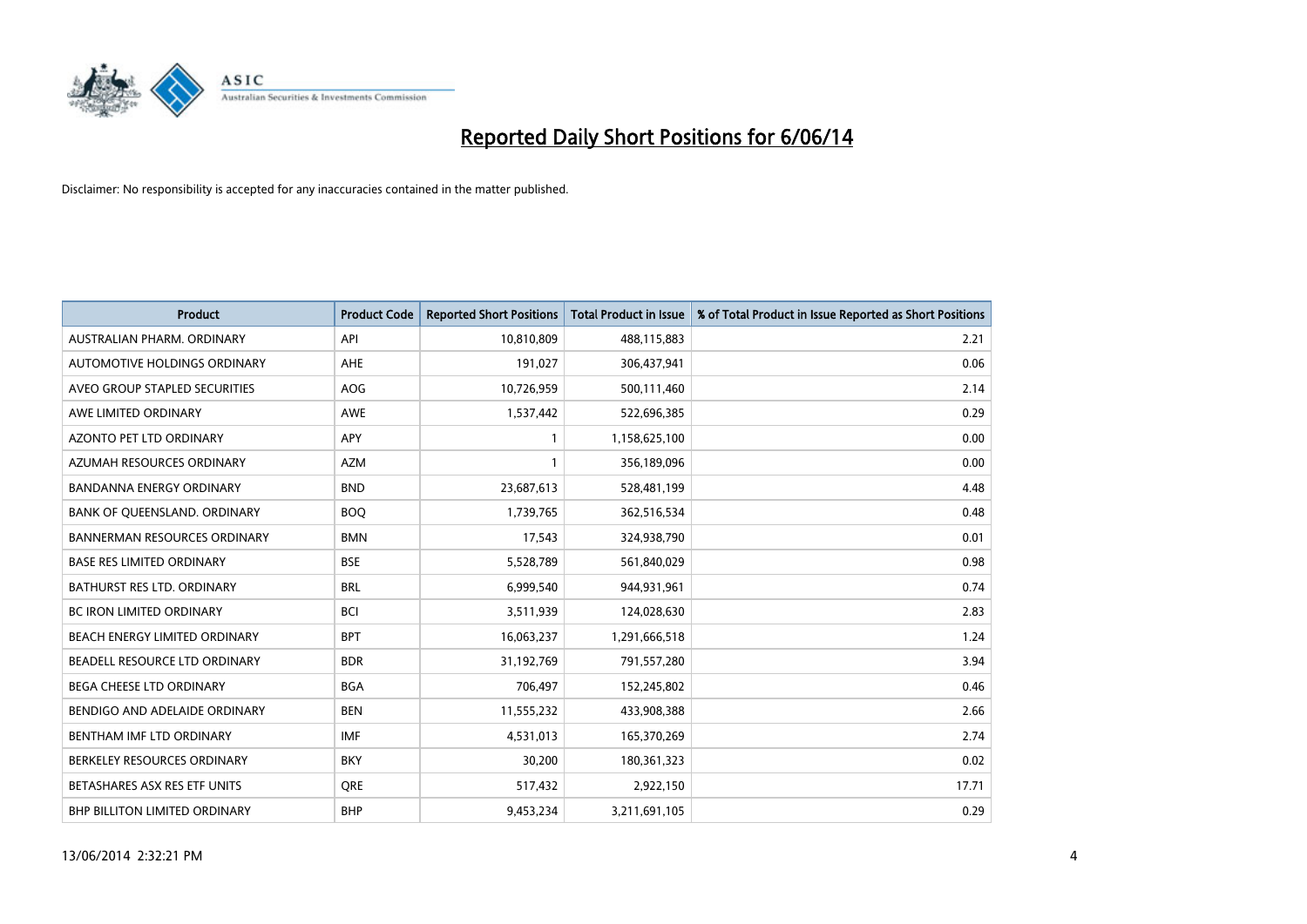# Reported Daily Short Positions for 6/06/14

Disclaimer: No responsibility is accepted for any inaccuracies contained in the matter published.

| Product | Product Code | Reported Short Positions | Total Product in Issue | % of Total Product in Issue Reported as Short Positions |
|---|---|---|---|---|
| AUSTRALIAN PHARM. ORDINARY | API | 10,810,809 | 488,115,883 | 2.21 |
| AUTOMOTIVE HOLDINGS ORDINARY | AHE | 191,027 | 306,437,941 | 0.06 |
| AVEO GROUP STAPLED SECURITIES | AOG | 10,726,959 | 500,111,460 | 2.14 |
| AWE LIMITED ORDINARY | AWE | 1,537,442 | 522,696,385 | 0.29 |
| AZONTO PET LTD ORDINARY | APY | 1 | 1,158,625,100 | 0.00 |
| AZUMAH RESOURCES ORDINARY | AZM | 1 | 356,189,096 | 0.00 |
| BANDANNA ENERGY ORDINARY | BND | 23,687,613 | 528,481,199 | 4.48 |
| BANK OF QUEENSLAND. ORDINARY | BOQ | 1,739,765 | 362,516,534 | 0.48 |
| BANNERMAN RESOURCES ORDINARY | BMN | 17,543 | 324,938,790 | 0.01 |
| BASE RES LIMITED ORDINARY | BSE | 5,528,789 | 561,840,029 | 0.98 |
| BATHURST RES LTD. ORDINARY | BRL | 6,999,540 | 944,931,961 | 0.74 |
| BC IRON LIMITED ORDINARY | BCI | 3,511,939 | 124,028,630 | 2.83 |
| BEACH ENERGY LIMITED ORDINARY | BPT | 16,063,237 | 1,291,666,518 | 1.24 |
| BEADELL RESOURCE LTD ORDINARY | BDR | 31,192,769 | 791,557,280 | 3.94 |
| BEGA CHEESE LTD ORDINARY | BGA | 706,497 | 152,245,802 | 0.46 |
| BENDIGO AND ADELAIDE ORDINARY | BEN | 11,555,232 | 433,908,388 | 2.66 |
| BENTHAM IMF LTD ORDINARY | IMF | 4,531,013 | 165,370,269 | 2.74 |
| BERKELEY RESOURCES ORDINARY | BKY | 30,200 | 180,361,323 | 0.02 |
| BETASHARES ASX RES ETF UNITS | QRE | 517,432 | 2,922,150 | 17.71 |
| BHP BILLITON LIMITED ORDINARY | BHP | 9,453,234 | 3,211,691,105 | 0.29 |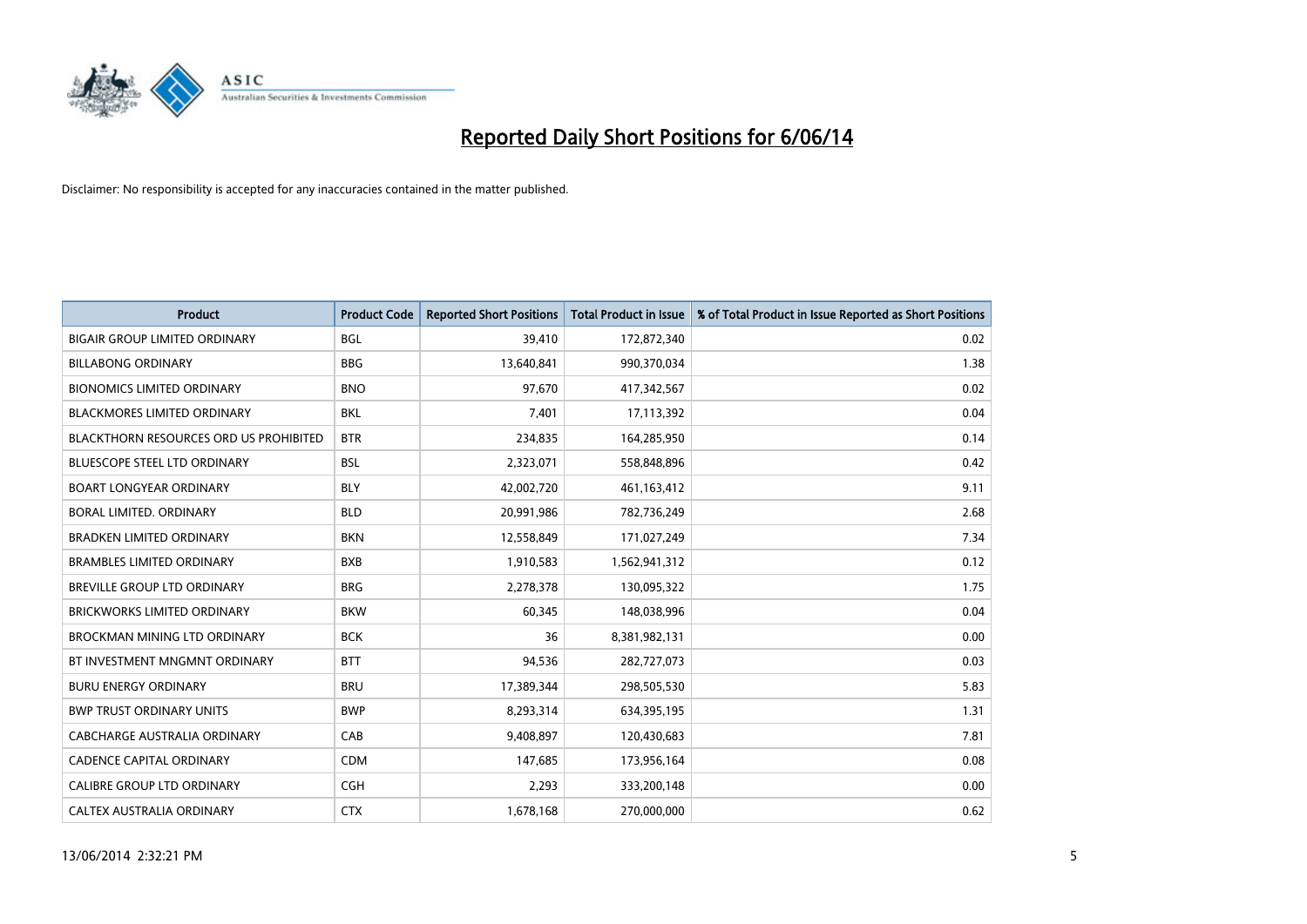# Reported Daily Short Positions for 6/06/14

Disclaimer: No responsibility is accepted for any inaccuracies contained in the matter published.

| Product | Product Code | Reported Short Positions | Total Product in Issue | % of Total Product in Issue Reported as Short Positions |
| --- | --- | --- | --- | --- |
| BIGAIR GROUP LIMITED ORDINARY | BGL | 39,410 | 172,872,340 | 0.02 |
| BILLABONG ORDINARY | BBG | 13,640,841 | 990,370,034 | 1.38 |
| BIONOMICS LIMITED ORDINARY | BNO | 97,670 | 417,342,567 | 0.02 |
| BLACKMORES LIMITED ORDINARY | BKL | 7,401 | 17,113,392 | 0.04 |
| BLACKTHORN RESOURCES ORD US PROHIBITED | BTR | 234,835 | 164,285,950 | 0.14 |
| BLUESCOPE STEEL LTD ORDINARY | BSL | 2,323,071 | 558,848,896 | 0.42 |
| BOART LONGYEAR ORDINARY | BLY | 42,002,720 | 461,163,412 | 9.11 |
| BORAL LIMITED. ORDINARY | BLD | 20,991,986 | 782,736,249 | 2.68 |
| BRADKEN LIMITED ORDINARY | BKN | 12,558,849 | 171,027,249 | 7.34 |
| BRAMBLES LIMITED ORDINARY | BXB | 1,910,583 | 1,562,941,312 | 0.12 |
| BREVILLE GROUP LTD ORDINARY | BRG | 2,278,378 | 130,095,322 | 1.75 |
| BRICKWORKS LIMITED ORDINARY | BKW | 60,345 | 148,038,996 | 0.04 |
| BROCKMAN MINING LTD ORDINARY | BCK | 36 | 8,381,982,131 | 0.00 |
| BT INVESTMENT MNGMNT ORDINARY | BTT | 94,536 | 282,727,073 | 0.03 |
| BURU ENERGY ORDINARY | BRU | 17,389,344 | 298,505,530 | 5.83 |
| BWP TRUST ORDINARY UNITS | BWP | 8,293,314 | 634,395,195 | 1.31 |
| CABCHARGE AUSTRALIA ORDINARY | CAB | 9,408,897 | 120,430,683 | 7.81 |
| CADENCE CAPITAL ORDINARY | CDM | 147,685 | 173,956,164 | 0.08 |
| CALIBRE GROUP LTD ORDINARY | CGH | 2,293 | 333,200,148 | 0.00 |
| CALTEX AUSTRALIA ORDINARY | CTX | 1,678,168 | 270,000,000 | 0.62 |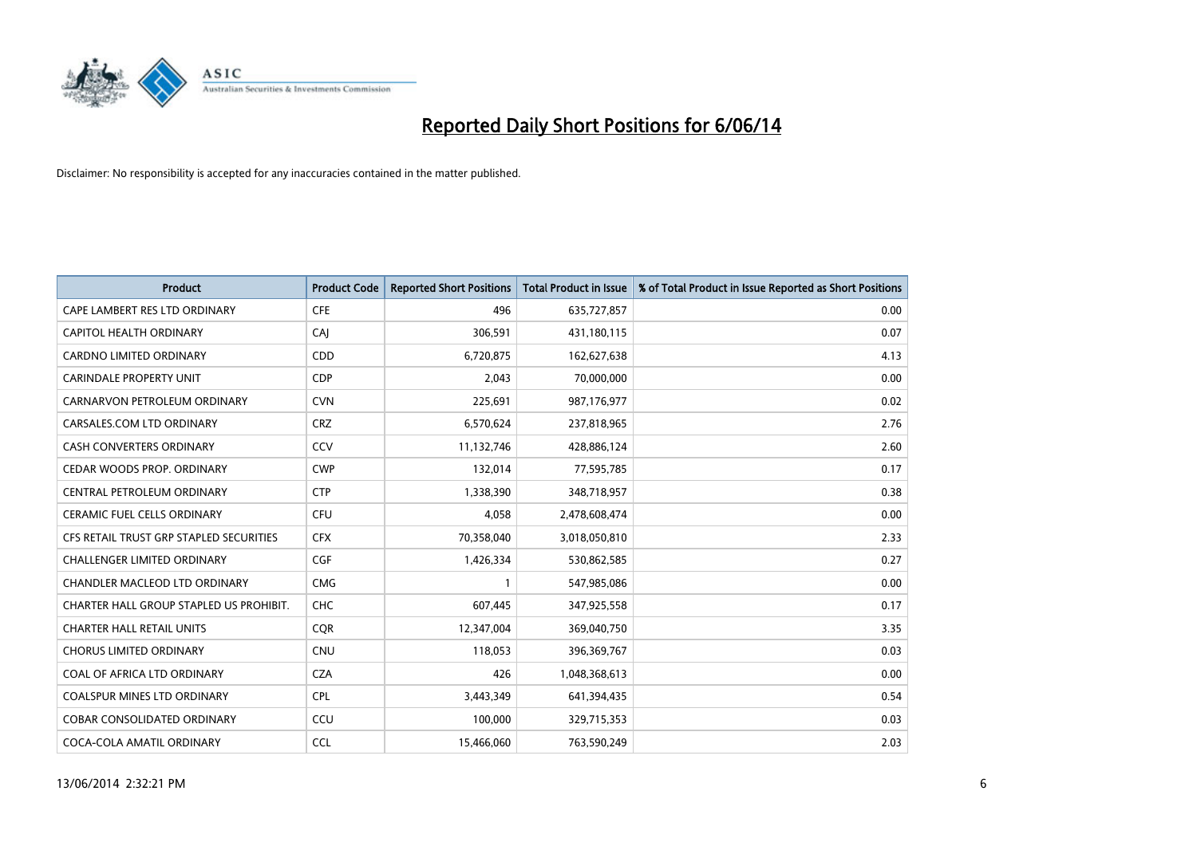# Reported Daily Short Positions for 6/06/14

Disclaimer: No responsibility is accepted for any inaccuracies contained in the matter published.

| Product | Product Code | Reported Short Positions | Total Product in Issue | % of Total Product in Issue Reported as Short Positions |
|---|---|---|---|---|
| CAPE LAMBERT RES LTD ORDINARY | CFE | 496 | 635,727,857 | 0.00 |
| CAPITOL HEALTH ORDINARY | CAJ | 306,591 | 431,180,115 | 0.07 |
| CARDNO LIMITED ORDINARY | CDD | 6,720,875 | 162,627,638 | 4.13 |
| CARINDALE PROPERTY UNIT | CDP | 2,043 | 70,000,000 | 0.00 |
| CARNARVON PETROLEUM ORDINARY | CVN | 225,691 | 987,176,977 | 0.02 |
| CARSALES.COM LTD ORDINARY | CRZ | 6,570,624 | 237,818,965 | 2.76 |
| CASH CONVERTERS ORDINARY | CCV | 11,132,746 | 428,886,124 | 2.60 |
| CEDAR WOODS PROP. ORDINARY | CWP | 132,014 | 77,595,785 | 0.17 |
| CENTRAL PETROLEUM ORDINARY | CTP | 1,338,390 | 348,718,957 | 0.38 |
| CERAMIC FUEL CELLS ORDINARY | CFU | 4,058 | 2,478,608,474 | 0.00 |
| CFS RETAIL TRUST GRP STAPLED SECURITIES | CFX | 70,358,040 | 3,018,050,810 | 2.33 |
| CHALLENGER LIMITED ORDINARY | CGF | 1,426,334 | 530,862,585 | 0.27 |
| CHANDLER MACLEOD LTD ORDINARY | CMG | 1 | 547,985,086 | 0.00 |
| CHARTER HALL GROUP STAPLED US PROHIBIT. | CHC | 607,445 | 347,925,558 | 0.17 |
| CHARTER HALL RETAIL UNITS | CQR | 12,347,004 | 369,040,750 | 3.35 |
| CHORUS LIMITED ORDINARY | CNU | 118,053 | 396,369,767 | 0.03 |
| COAL OF AFRICA LTD ORDINARY | CZA | 426 | 1,048,368,613 | 0.00 |
| COALSPUR MINES LTD ORDINARY | CPL | 3,443,349 | 641,394,435 | 0.54 |
| COBAR CONSOLIDATED ORDINARY | CCU | 100,000 | 329,715,353 | 0.03 |
| COCA-COLA AMATIL ORDINARY | CCL | 15,466,060 | 763,590,249 | 2.03 |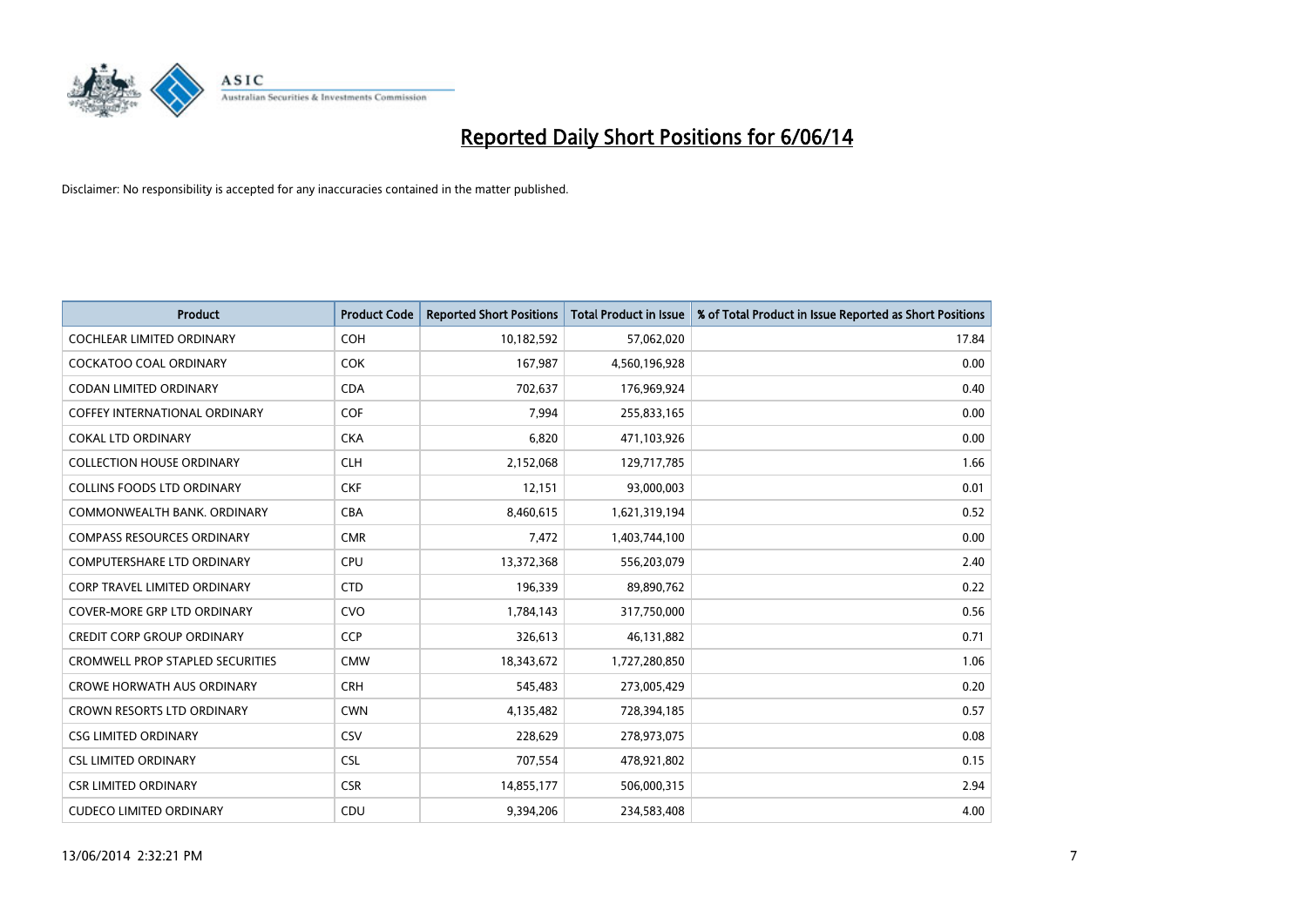# Reported Daily Short Positions for 6/06/14

Disclaimer: No responsibility is accepted for any inaccuracies contained in the matter published.

| Product | Product Code | Reported Short Positions | Total Product in Issue | % of Total Product in Issue Reported as Short Positions |
|---|---|---|---|---|
| COCHLEAR LIMITED ORDINARY | COH | 10,182,592 | 57,062,020 | 17.84 |
| COCKATOO COAL ORDINARY | COK | 167,987 | 4,560,196,928 | 0.00 |
| CODAN LIMITED ORDINARY | CDA | 702,637 | 176,969,924 | 0.40 |
| COFFEY INTERNATIONAL ORDINARY | COF | 7,994 | 255,833,165 | 0.00 |
| COKAL LTD ORDINARY | CKA | 6,820 | 471,103,926 | 0.00 |
| COLLECTION HOUSE ORDINARY | CLH | 2,152,068 | 129,717,785 | 1.66 |
| COLLINS FOODS LTD ORDINARY | CKF | 12,151 | 93,000,003 | 0.01 |
| COMMONWEALTH BANK. ORDINARY | CBA | 8,460,615 | 1,621,319,194 | 0.52 |
| COMPASS RESOURCES ORDINARY | CMR | 7,472 | 1,403,744,100 | 0.00 |
| COMPUTERSHARE LTD ORDINARY | CPU | 13,372,368 | 556,203,079 | 2.40 |
| CORP TRAVEL LIMITED ORDINARY | CTD | 196,339 | 89,890,762 | 0.22 |
| COVER-MORE GRP LTD ORDINARY | CVO | 1,784,143 | 317,750,000 | 0.56 |
| CREDIT CORP GROUP ORDINARY | CCP | 326,613 | 46,131,882 | 0.71 |
| CROMWELL PROP STAPLED SECURITIES | CMW | 18,343,672 | 1,727,280,850 | 1.06 |
| CROWE HORWATH AUS ORDINARY | CRH | 545,483 | 273,005,429 | 0.20 |
| CROWN RESORTS LTD ORDINARY | CWN | 4,135,482 | 728,394,185 | 0.57 |
| CSG LIMITED ORDINARY | CSV | 228,629 | 278,973,075 | 0.08 |
| CSL LIMITED ORDINARY | CSL | 707,554 | 478,921,802 | 0.15 |
| CSR LIMITED ORDINARY | CSR | 14,855,177 | 506,000,315 | 2.94 |
| CUDECO LIMITED ORDINARY | CDU | 9,394,206 | 234,583,408 | 4.00 |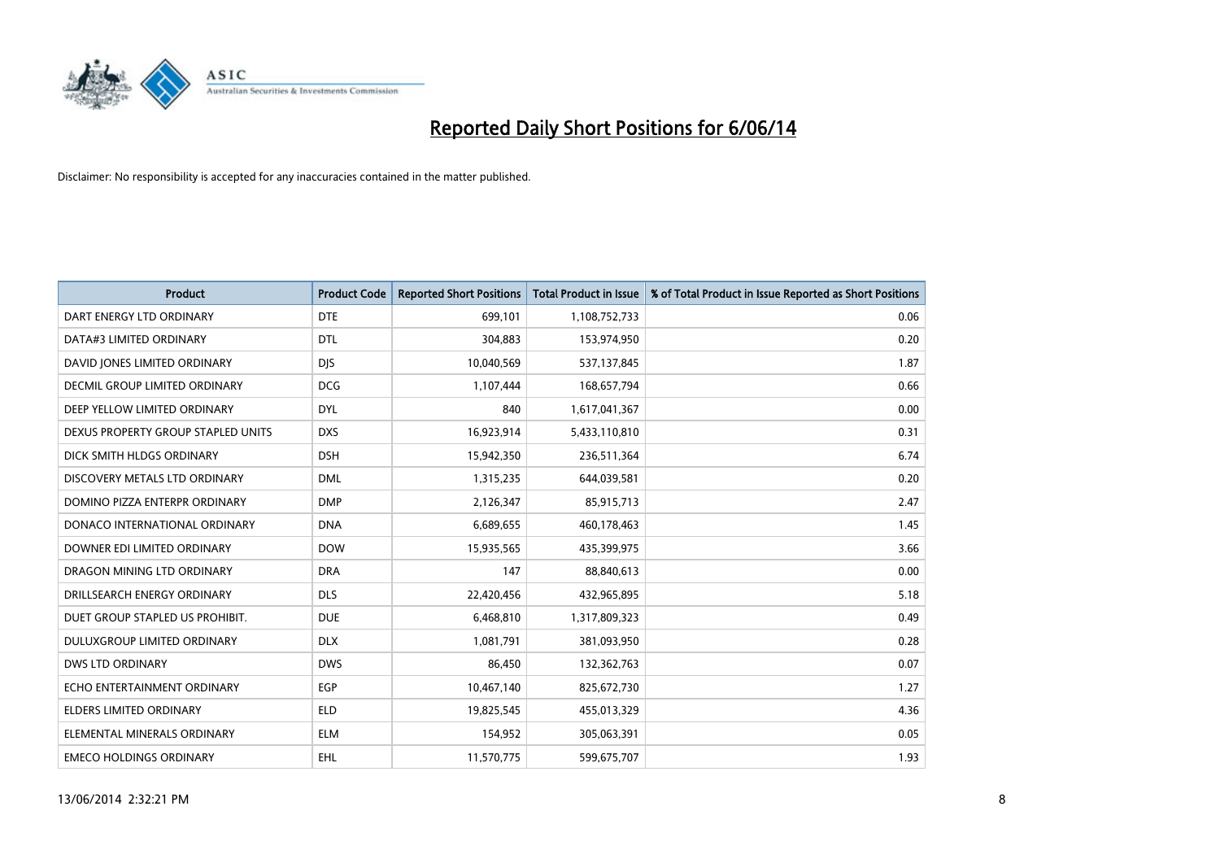# Reported Daily Short Positions for 6/06/14

Disclaimer: No responsibility is accepted for any inaccuracies contained in the matter published.

| Product | Product Code | Reported Short Positions | Total Product in Issue | % of Total Product in Issue Reported as Short Positions |
|---|---|---|---|---|
| DART ENERGY LTD ORDINARY | DTE | 699,101 | 1,108,752,733 | 0.06 |
| DATA#3 LIMITED ORDINARY | DTL | 304,883 | 153,974,950 | 0.20 |
| DAVID JONES LIMITED ORDINARY | DJS | 10,040,569 | 537,137,845 | 1.87 |
| DECMIL GROUP LIMITED ORDINARY | DCG | 1,107,444 | 168,657,794 | 0.66 |
| DEEP YELLOW LIMITED ORDINARY | DYL | 840 | 1,617,041,367 | 0.00 |
| DEXUS PROPERTY GROUP STAPLED UNITS | DXS | 16,923,914 | 5,433,110,810 | 0.31 |
| DICK SMITH HLDGS ORDINARY | DSH | 15,942,350 | 236,511,364 | 6.74 |
| DISCOVERY METALS LTD ORDINARY | DML | 1,315,235 | 644,039,581 | 0.20 |
| DOMINO PIZZA ENTERPR ORDINARY | DMP | 2,126,347 | 85,915,713 | 2.47 |
| DONACO INTERNATIONAL ORDINARY | DNA | 6,689,655 | 460,178,463 | 1.45 |
| DOWNER EDI LIMITED ORDINARY | DOW | 15,935,565 | 435,399,975 | 3.66 |
| DRAGON MINING LTD ORDINARY | DRA | 147 | 88,840,613 | 0.00 |
| DRILLSEARCH ENERGY ORDINARY | DLS | 22,420,456 | 432,965,895 | 5.18 |
| DUET GROUP STAPLED US PROHIBIT. | DUE | 6,468,810 | 1,317,809,323 | 0.49 |
| DULUXGROUP LIMITED ORDINARY | DLX | 1,081,791 | 381,093,950 | 0.28 |
| DWS LTD ORDINARY | DWS | 86,450 | 132,362,763 | 0.07 |
| ECHO ENTERTAINMENT ORDINARY | EGP | 10,467,140 | 825,672,730 | 1.27 |
| ELDERS LIMITED ORDINARY | ELD | 19,825,545 | 455,013,329 | 4.36 |
| ELEMENTAL MINERALS ORDINARY | ELM | 154,952 | 305,063,391 | 0.05 |
| EMECO HOLDINGS ORDINARY | EHL | 11,570,775 | 599,675,707 | 1.93 |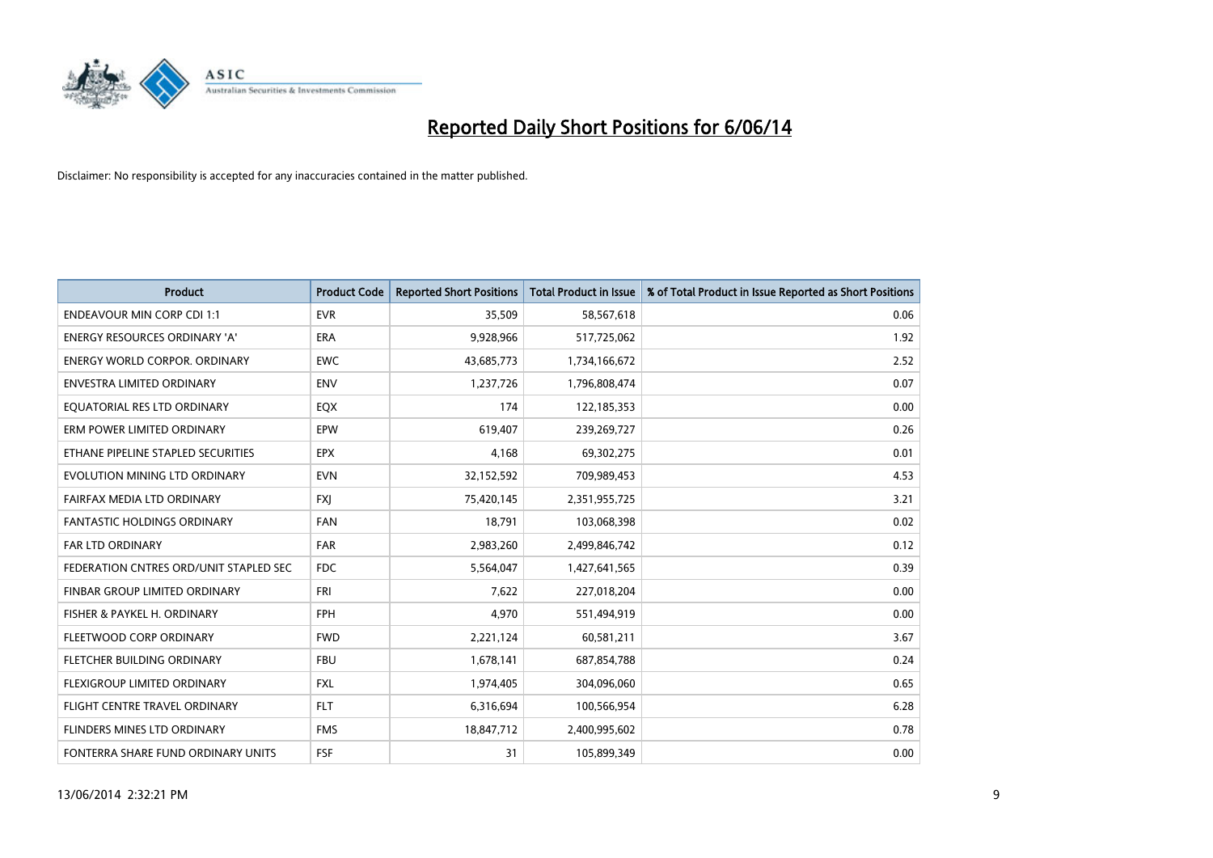# Reported Daily Short Positions for 6/06/14

Disclaimer: No responsibility is accepted for any inaccuracies contained in the matter published.

| Product | Product Code | Reported Short Positions | Total Product in Issue | % of Total Product in Issue Reported as Short Positions |
|---|---|---|---|---|
| ENDEAVOUR MIN CORP CDI 1:1 | EVR | 35,509 | 58,567,618 | 0.06 |
| ENERGY RESOURCES ORDINARY 'A' | ERA | 9,928,966 | 517,725,062 | 1.92 |
| ENERGY WORLD CORPOR. ORDINARY | EWC | 43,685,773 | 1,734,166,672 | 2.52 |
| ENVESTRA LIMITED ORDINARY | ENV | 1,237,726 | 1,796,808,474 | 0.07 |
| EQUATORIAL RES LTD ORDINARY | EQX | 174 | 122,185,353 | 0.00 |
| ERM POWER LIMITED ORDINARY | EPW | 619,407 | 239,269,727 | 0.26 |
| ETHANE PIPELINE STAPLED SECURITIES | EPX | 4,168 | 69,302,275 | 0.01 |
| EVOLUTION MINING LTD ORDINARY | EVN | 32,152,592 | 709,989,453 | 4.53 |
| FAIRFAX MEDIA LTD ORDINARY | FXJ | 75,420,145 | 2,351,955,725 | 3.21 |
| FANTASTIC HOLDINGS ORDINARY | FAN | 18,791 | 103,068,398 | 0.02 |
| FAR LTD ORDINARY | FAR | 2,983,260 | 2,499,846,742 | 0.12 |
| FEDERATION CNTRES ORD/UNIT STAPLED SEC | FDC | 5,564,047 | 1,427,641,565 | 0.39 |
| FINBAR GROUP LIMITED ORDINARY | FRI | 7,622 | 227,018,204 | 0.00 |
| FISHER & PAYKEL H. ORDINARY | FPH | 4,970 | 551,494,919 | 0.00 |
| FLEETWOOD CORP ORDINARY | FWD | 2,221,124 | 60,581,211 | 3.67 |
| FLETCHER BUILDING ORDINARY | FBU | 1,678,141 | 687,854,788 | 0.24 |
| FLEXIGROUP LIMITED ORDINARY | FXL | 1,974,405 | 304,096,060 | 0.65 |
| FLIGHT CENTRE TRAVEL ORDINARY | FLT | 6,316,694 | 100,566,954 | 6.28 |
| FLINDERS MINES LTD ORDINARY | FMS | 18,847,712 | 2,400,995,602 | 0.78 |
| FONTERRA SHARE FUND ORDINARY UNITS | FSF | 31 | 105,899,349 | 0.00 |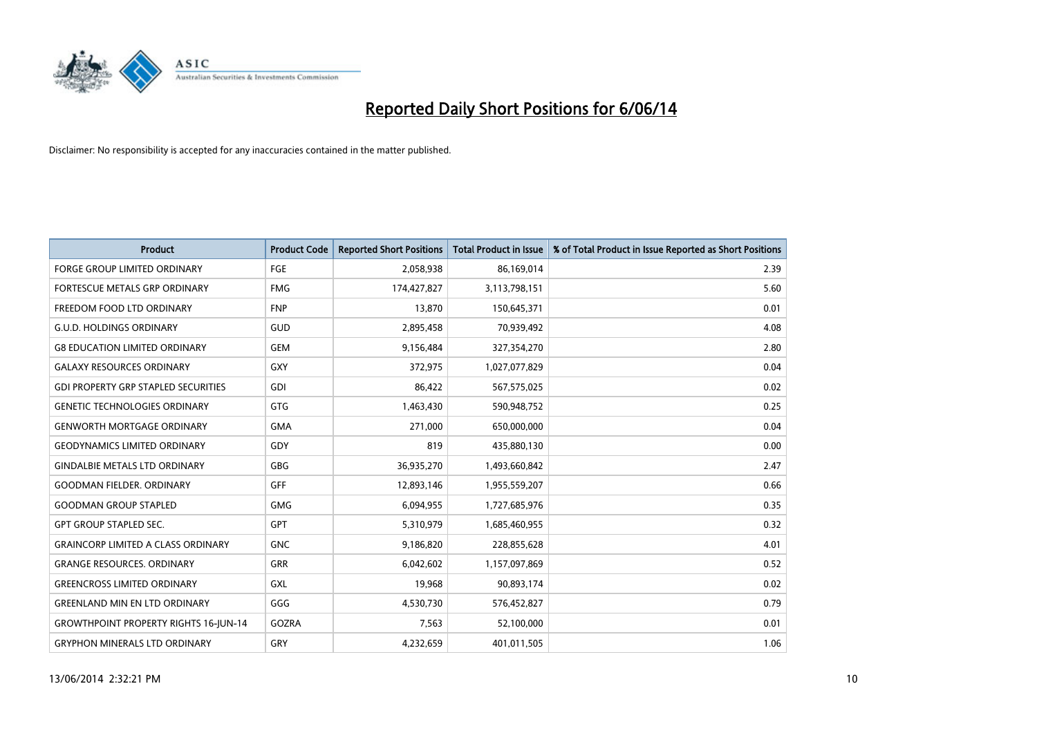# Reported Daily Short Positions for 6/06/14

Disclaimer: No responsibility is accepted for any inaccuracies contained in the matter published.

| Product | Product Code | Reported Short Positions | Total Product in Issue | % of Total Product in Issue Reported as Short Positions |
|---|---|---|---|---|
| FORGE GROUP LIMITED ORDINARY | FGE | 2,058,938 | 86,169,014 | 2.39 |
| FORTESCUE METALS GRP ORDINARY | FMG | 174,427,827 | 3,113,798,151 | 5.60 |
| FREEDOM FOOD LTD ORDINARY | FNP | 13,870 | 150,645,371 | 0.01 |
| G.U.D. HOLDINGS ORDINARY | GUD | 2,895,458 | 70,939,492 | 4.08 |
| G8 EDUCATION LIMITED ORDINARY | GEM | 9,156,484 | 327,354,270 | 2.80 |
| GALAXY RESOURCES ORDINARY | GXY | 372,975 | 1,027,077,829 | 0.04 |
| GDI PROPERTY GRP STAPLED SECURITIES | GDI | 86,422 | 567,575,025 | 0.02 |
| GENETIC TECHNOLOGIES ORDINARY | GTG | 1,463,430 | 590,948,752 | 0.25 |
| GENWORTH MORTGAGE ORDINARY | GMA | 271,000 | 650,000,000 | 0.04 |
| GEODYNAMICS LIMITED ORDINARY | GDY | 819 | 435,880,130 | 0.00 |
| GINDALBIE METALS LTD ORDINARY | GBG | 36,935,270 | 1,493,660,842 | 2.47 |
| GOODMAN FIELDER. ORDINARY | GFF | 12,893,146 | 1,955,559,207 | 0.66 |
| GOODMAN GROUP STAPLED | GMG | 6,094,955 | 1,727,685,976 | 0.35 |
| GPT GROUP STAPLED SEC. | GPT | 5,310,979 | 1,685,460,955 | 0.32 |
| GRAINCORP LIMITED A CLASS ORDINARY | GNC | 9,186,820 | 228,855,628 | 4.01 |
| GRANGE RESOURCES. ORDINARY | GRR | 6,042,602 | 1,157,097,869 | 0.52 |
| GREENCROSS LIMITED ORDINARY | GXL | 19,968 | 90,893,174 | 0.02 |
| GREENLAND MIN EN LTD ORDINARY | GGG | 4,530,730 | 576,452,827 | 0.79 |
| GROWTHPOINT PROPERTY RIGHTS 16-JUN-14 | GOZRA | 7,563 | 52,100,000 | 0.01 |
| GRYPHON MINERALS LTD ORDINARY | GRY | 4,232,659 | 401,011,505 | 1.06 |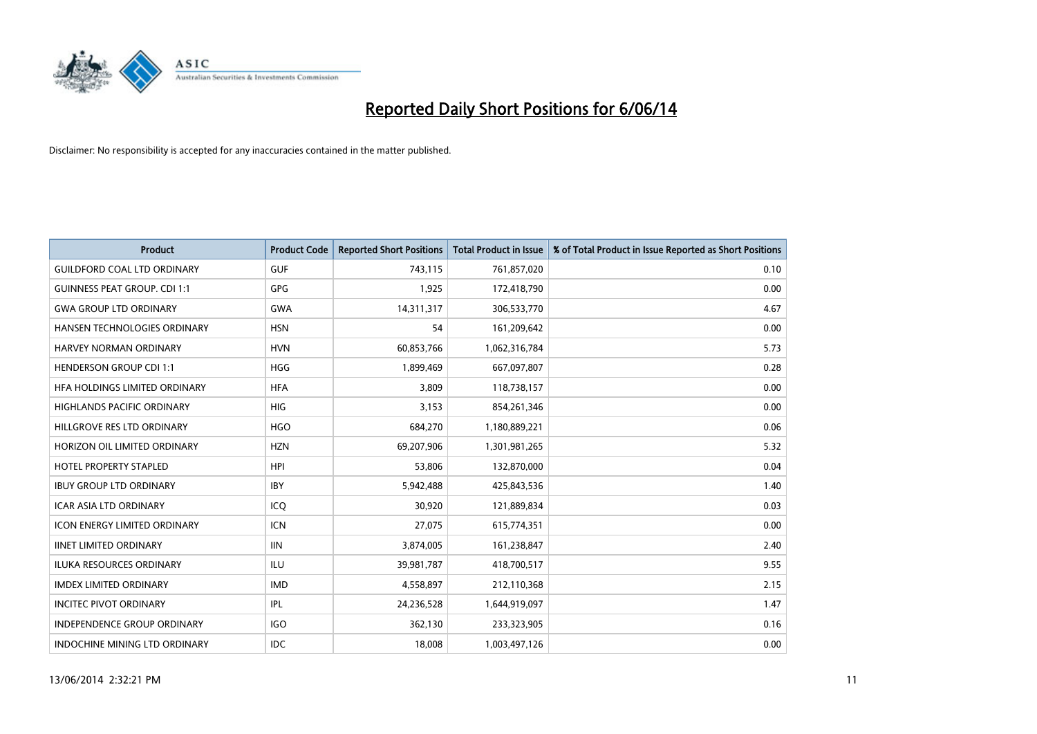# Reported Daily Short Positions for 6/06/14

Disclaimer: No responsibility is accepted for any inaccuracies contained in the matter published.

| Product | Product Code | Reported Short Positions | Total Product in Issue | % of Total Product in Issue Reported as Short Positions |
|---|---|---|---|---|
| GUILDFORD COAL LTD ORDINARY | GUF | 743,115 | 761,857,020 | 0.10 |
| GUINNESS PEAT GROUP. CDI 1:1 | GPG | 1,925 | 172,418,790 | 0.00 |
| GWA GROUP LTD ORDINARY | GWA | 14,311,317 | 306,533,770 | 4.67 |
| HANSEN TECHNOLOGIES ORDINARY | HSN | 54 | 161,209,642 | 0.00 |
| HARVEY NORMAN ORDINARY | HVN | 60,853,766 | 1,062,316,784 | 5.73 |
| HENDERSON GROUP CDI 1:1 | HGG | 1,899,469 | 667,097,807 | 0.28 |
| HFA HOLDINGS LIMITED ORDINARY | HFA | 3,809 | 118,738,157 | 0.00 |
| HIGHLANDS PACIFIC ORDINARY | HIG | 3,153 | 854,261,346 | 0.00 |
| HILLGROVE RES LTD ORDINARY | HGO | 684,270 | 1,180,889,221 | 0.06 |
| HORIZON OIL LIMITED ORDINARY | HZN | 69,207,906 | 1,301,981,265 | 5.32 |
| HOTEL PROPERTY STAPLED | HPI | 53,806 | 132,870,000 | 0.04 |
| IBUY GROUP LTD ORDINARY | IBY | 5,942,488 | 425,843,536 | 1.40 |
| ICAR ASIA LTD ORDINARY | ICQ | 30,920 | 121,889,834 | 0.03 |
| ICON ENERGY LIMITED ORDINARY | ICN | 27,075 | 615,774,351 | 0.00 |
| IINET LIMITED ORDINARY | IIN | 3,874,005 | 161,238,847 | 2.40 |
| ILUKA RESOURCES ORDINARY | ILU | 39,981,787 | 418,700,517 | 9.55 |
| IMDEX LIMITED ORDINARY | IMD | 4,558,897 | 212,110,368 | 2.15 |
| INCITEC PIVOT ORDINARY | IPL | 24,236,528 | 1,644,919,097 | 1.47 |
| INDEPENDENCE GROUP ORDINARY | IGO | 362,130 | 233,323,905 | 0.16 |
| INDOCHINE MINING LTD ORDINARY | IDC | 18,008 | 1,003,497,126 | 0.00 |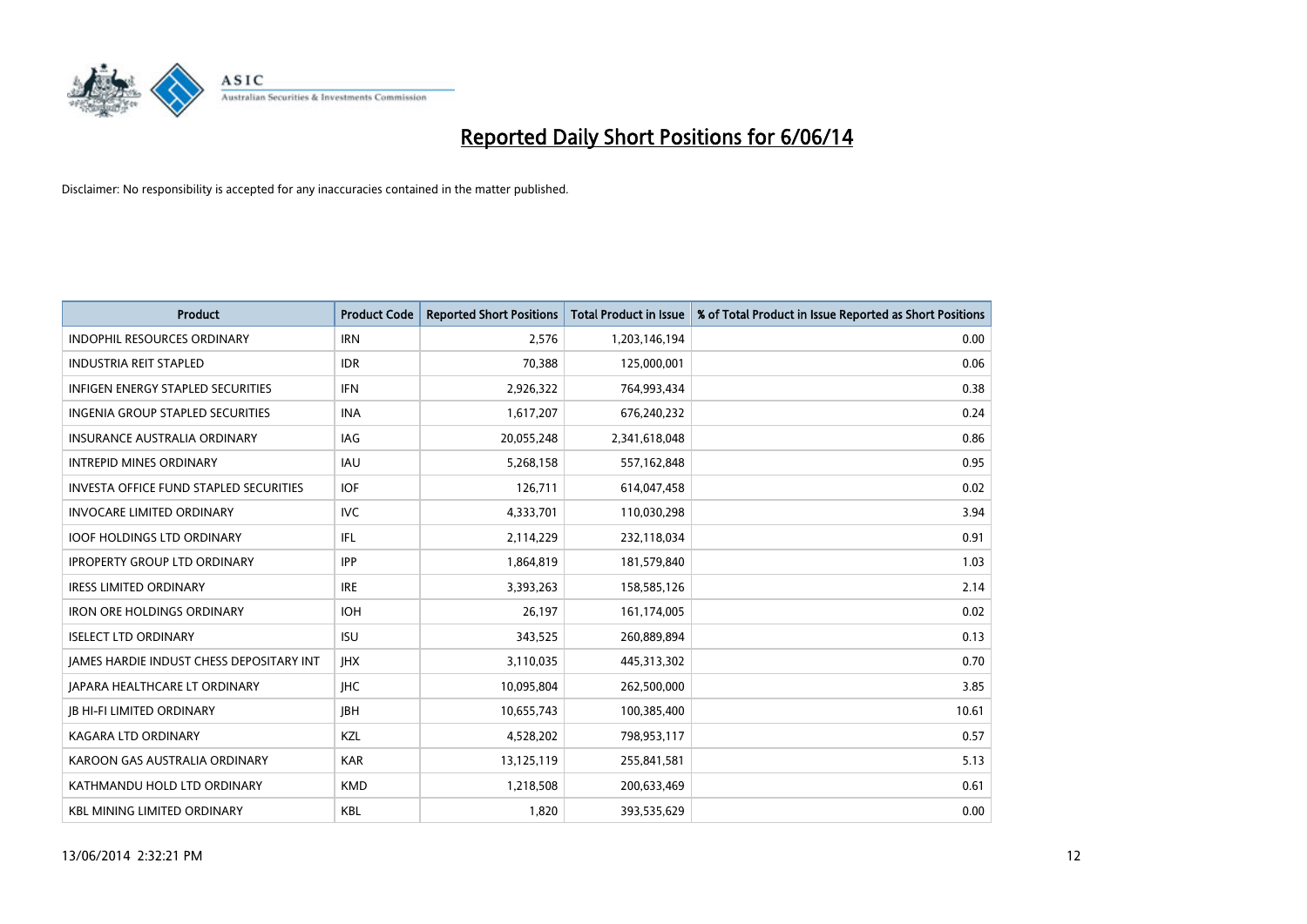# Reported Daily Short Positions for 6/06/14

Disclaimer: No responsibility is accepted for any inaccuracies contained in the matter published.

| Product | Product Code | Reported Short Positions | Total Product in Issue | % of Total Product in Issue Reported as Short Positions |
|---|---|---|---|---|
| INDOPHIL RESOURCES ORDINARY | IRN | 2,576 | 1,203,146,194 | 0.00 |
| INDUSTRIA REIT STAPLED | IDR | 70,388 | 125,000,001 | 0.06 |
| INFIGEN ENERGY STAPLED SECURITIES | IFN | 2,926,322 | 764,993,434 | 0.38 |
| INGENIA GROUP STAPLED SECURITIES | INA | 1,617,207 | 676,240,232 | 0.24 |
| INSURANCE AUSTRALIA ORDINARY | IAG | 20,055,248 | 2,341,618,048 | 0.86 |
| INTREPID MINES ORDINARY | IAU | 5,268,158 | 557,162,848 | 0.95 |
| INVESTA OFFICE FUND STAPLED SECURITIES | IOF | 126,711 | 614,047,458 | 0.02 |
| INVOCARE LIMITED ORDINARY | IVC | 4,333,701 | 110,030,298 | 3.94 |
| IOOF HOLDINGS LTD ORDINARY | IFL | 2,114,229 | 232,118,034 | 0.91 |
| IPROPERTY GROUP LTD ORDINARY | IPP | 1,864,819 | 181,579,840 | 1.03 |
| IRESS LIMITED ORDINARY | IRE | 3,393,263 | 158,585,126 | 2.14 |
| IRON ORE HOLDINGS ORDINARY | IOH | 26,197 | 161,174,005 | 0.02 |
| ISELECT LTD ORDINARY | ISU | 343,525 | 260,889,894 | 0.13 |
| JAMES HARDIE INDUST CHESS DEPOSITARY INT | JHX | 3,110,035 | 445,313,302 | 0.70 |
| JAPARA HEALTHCARE LT ORDINARY | JHC | 10,095,804 | 262,500,000 | 3.85 |
| JB HI-FI LIMITED ORDINARY | JBH | 10,655,743 | 100,385,400 | 10.61 |
| KAGARA LTD ORDINARY | KZL | 4,528,202 | 798,953,117 | 0.57 |
| KAROON GAS AUSTRALIA ORDINARY | KAR | 13,125,119 | 255,841,581 | 5.13 |
| KATHMANDU HOLD LTD ORDINARY | KMD | 1,218,508 | 200,633,469 | 0.61 |
| KBL MINING LIMITED ORDINARY | KBL | 1,820 | 393,535,629 | 0.00 |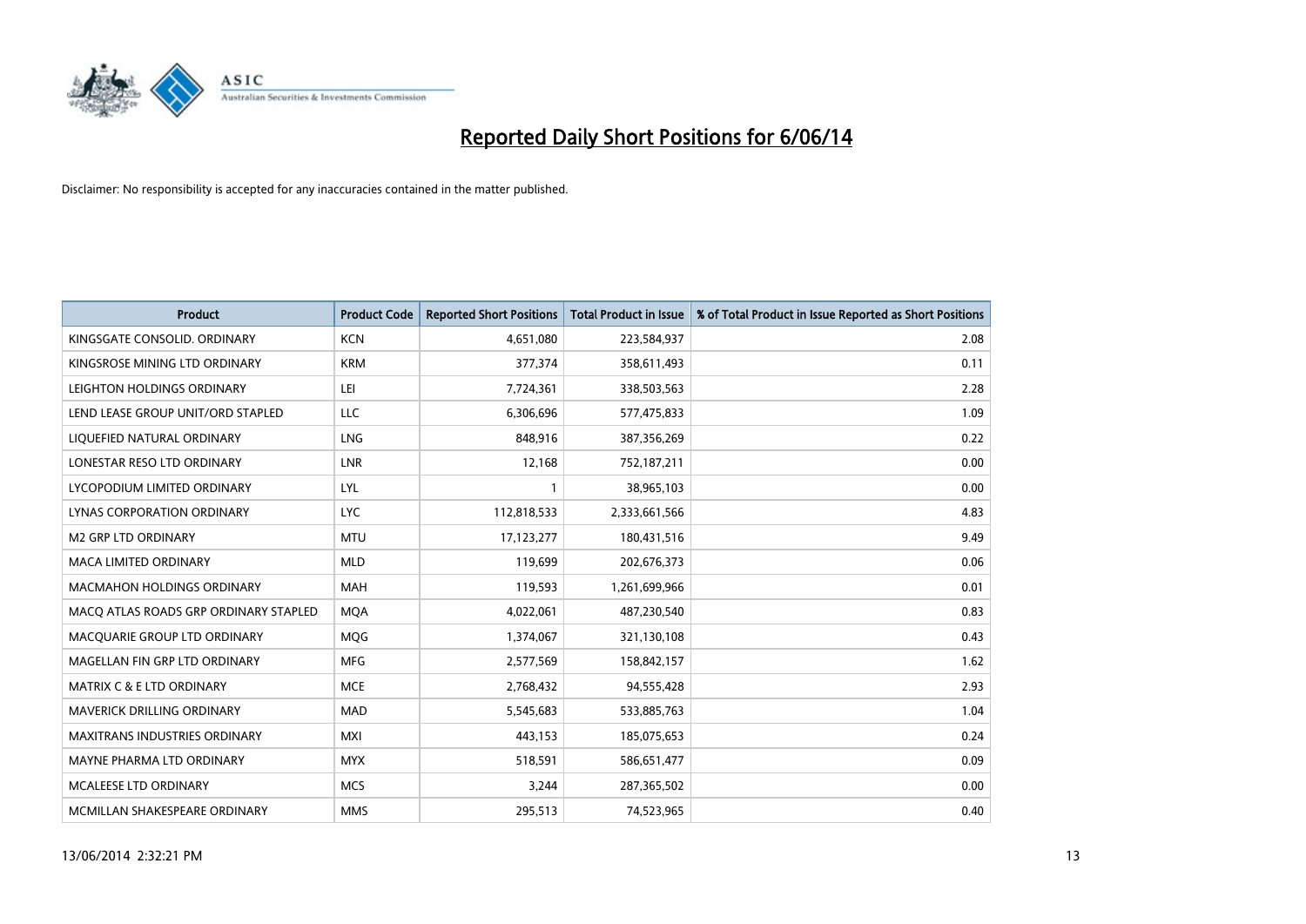# Reported Daily Short Positions for 6/06/14

Disclaimer: No responsibility is accepted for any inaccuracies contained in the matter published.

| Product | Product Code | Reported Short Positions | Total Product in Issue | % of Total Product in Issue Reported as Short Positions |
|---|---|---|---|---|
| KINGSGATE CONSOLID. ORDINARY | KCN | 4,651,080 | 223,584,937 | 2.08 |
| KINGSROSE MINING LTD ORDINARY | KRM | 377,374 | 358,611,493 | 0.11 |
| LEIGHTON HOLDINGS ORDINARY | LEI | 7,724,361 | 338,503,563 | 2.28 |
| LEND LEASE GROUP UNIT/ORD STAPLED | LLC | 6,306,696 | 577,475,833 | 1.09 |
| LIQUEFIED NATURAL ORDINARY | LNG | 848,916 | 387,356,269 | 0.22 |
| LONESTAR RESO LTD ORDINARY | LNR | 12,168 | 752,187,211 | 0.00 |
| LYCOPODIUM LIMITED ORDINARY | LYL | 1 | 38,965,103 | 0.00 |
| LYNAS CORPORATION ORDINARY | LYC | 112,818,533 | 2,333,661,566 | 4.83 |
| M2 GRP LTD ORDINARY | MTU | 17,123,277 | 180,431,516 | 9.49 |
| MACA LIMITED ORDINARY | MLD | 119,699 | 202,676,373 | 0.06 |
| MACMAHON HOLDINGS ORDINARY | MAH | 119,593 | 1,261,699,966 | 0.01 |
| MACQ ATLAS ROADS GRP ORDINARY STAPLED | MQA | 4,022,061 | 487,230,540 | 0.83 |
| MACQUARIE GROUP LTD ORDINARY | MQG | 1,374,067 | 321,130,108 | 0.43 |
| MAGELLAN FIN GRP LTD ORDINARY | MFG | 2,577,569 | 158,842,157 | 1.62 |
| MATRIX C & E LTD ORDINARY | MCE | 2,768,432 | 94,555,428 | 2.93 |
| MAVERICK DRILLING ORDINARY | MAD | 5,545,683 | 533,885,763 | 1.04 |
| MAXITRANS INDUSTRIES ORDINARY | MXI | 443,153 | 185,075,653 | 0.24 |
| MAYNE PHARMA LTD ORDINARY | MYX | 518,591 | 586,651,477 | 0.09 |
| MCALEESE LTD ORDINARY | MCS | 3,244 | 287,365,502 | 0.00 |
| MCMILLAN SHAKESPEARE ORDINARY | MMS | 295,513 | 74,523,965 | 0.40 |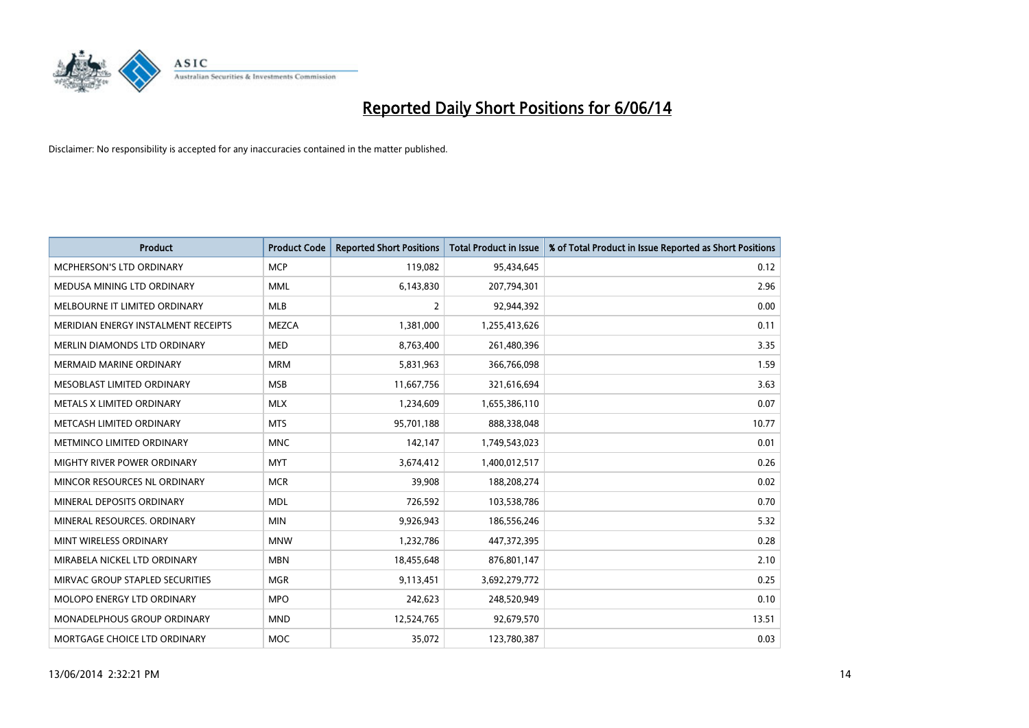# Reported Daily Short Positions for 6/06/14

Disclaimer: No responsibility is accepted for any inaccuracies contained in the matter published.

| Product | Product Code | Reported Short Positions | Total Product in Issue | % of Total Product in Issue Reported as Short Positions |
|---|---|---|---|---|
| MCPHERSON'S LTD ORDINARY | MCP | 119,082 | 95,434,645 | 0.12 |
| MEDUSA MINING LTD ORDINARY | MML | 6,143,830 | 207,794,301 | 2.96 |
| MELBOURNE IT LIMITED ORDINARY | MLB | 2 | 92,944,392 | 0.00 |
| MERIDIAN ENERGY INSTALMENT RECEIPTS | MEZCA | 1,381,000 | 1,255,413,626 | 0.11 |
| MERLIN DIAMONDS LTD ORDINARY | MED | 8,763,400 | 261,480,396 | 3.35 |
| MERMAID MARINE ORDINARY | MRM | 5,831,963 | 366,766,098 | 1.59 |
| MESOBLAST LIMITED ORDINARY | MSB | 11,667,756 | 321,616,694 | 3.63 |
| METALS X LIMITED ORDINARY | MLX | 1,234,609 | 1,655,386,110 | 0.07 |
| METCASH LIMITED ORDINARY | MTS | 95,701,188 | 888,338,048 | 10.77 |
| METMINCO LIMITED ORDINARY | MNC | 142,147 | 1,749,543,023 | 0.01 |
| MIGHTY RIVER POWER ORDINARY | MYT | 3,674,412 | 1,400,012,517 | 0.26 |
| MINCOR RESOURCES NL ORDINARY | MCR | 39,908 | 188,208,274 | 0.02 |
| MINERAL DEPOSITS ORDINARY | MDL | 726,592 | 103,538,786 | 0.70 |
| MINERAL RESOURCES. ORDINARY | MIN | 9,926,943 | 186,556,246 | 5.32 |
| MINT WIRELESS ORDINARY | MNW | 1,232,786 | 447,372,395 | 0.28 |
| MIRABELA NICKEL LTD ORDINARY | MBN | 18,455,648 | 876,801,147 | 2.10 |
| MIRVAC GROUP STAPLED SECURITIES | MGR | 9,113,451 | 3,692,279,772 | 0.25 |
| MOLOPO ENERGY LTD ORDINARY | MPO | 242,623 | 248,520,949 | 0.10 |
| MONADELPHOUS GROUP ORDINARY | MND | 12,524,765 | 92,679,570 | 13.51 |
| MORTGAGE CHOICE LTD ORDINARY | MOC | 35,072 | 123,780,387 | 0.03 |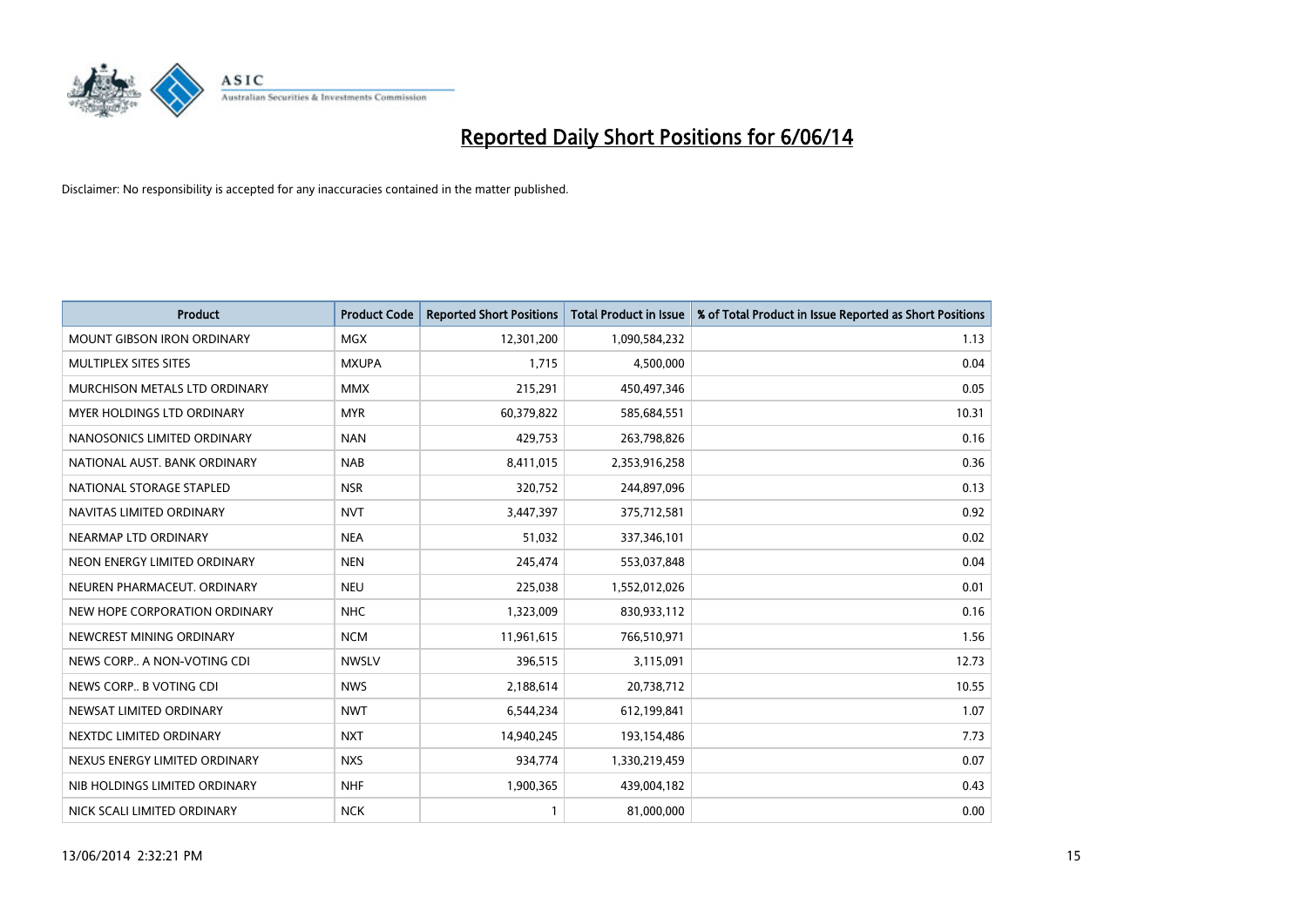# Reported Daily Short Positions for 6/06/14

Disclaimer: No responsibility is accepted for any inaccuracies contained in the matter published.

| Product | Product Code | Reported Short Positions | Total Product in Issue | % of Total Product in Issue Reported as Short Positions |
|---|---|---|---|---|
| MOUNT GIBSON IRON ORDINARY | MGX | 12,301,200 | 1,090,584,232 | 1.13 |
| MULTIPLEX SITES SITES | MXUPA | 1,715 | 4,500,000 | 0.04 |
| MURCHISON METALS LTD ORDINARY | MMX | 215,291 | 450,497,346 | 0.05 |
| MYER HOLDINGS LTD ORDINARY | MYR | 60,379,822 | 585,684,551 | 10.31 |
| NANOSONICS LIMITED ORDINARY | NAN | 429,753 | 263,798,826 | 0.16 |
| NATIONAL AUST. BANK ORDINARY | NAB | 8,411,015 | 2,353,916,258 | 0.36 |
| NATIONAL STORAGE STAPLED | NSR | 320,752 | 244,897,096 | 0.13 |
| NAVITAS LIMITED ORDINARY | NVT | 3,447,397 | 375,712,581 | 0.92 |
| NEARMAP LTD ORDINARY | NEA | 51,032 | 337,346,101 | 0.02 |
| NEON ENERGY LIMITED ORDINARY | NEN | 245,474 | 553,037,848 | 0.04 |
| NEUREN PHARMACEUT. ORDINARY | NEU | 225,038 | 1,552,012,026 | 0.01 |
| NEW HOPE CORPORATION ORDINARY | NHC | 1,323,009 | 830,933,112 | 0.16 |
| NEWCREST MINING ORDINARY | NCM | 11,961,615 | 766,510,971 | 1.56 |
| NEWS CORP.. A NON-VOTING CDI | NWSLV | 396,515 | 3,115,091 | 12.73 |
| NEWS CORP.. B VOTING CDI | NWS | 2,188,614 | 20,738,712 | 10.55 |
| NEWSAT LIMITED ORDINARY | NWT | 6,544,234 | 612,199,841 | 1.07 |
| NEXTDC LIMITED ORDINARY | NXT | 14,940,245 | 193,154,486 | 7.73 |
| NEXUS ENERGY LIMITED ORDINARY | NXS | 934,774 | 1,330,219,459 | 0.07 |
| NIB HOLDINGS LIMITED ORDINARY | NHF | 1,900,365 | 439,004,182 | 0.43 |
| NICK SCALI LIMITED ORDINARY | NCK | 1 | 81,000,000 | 0.00 |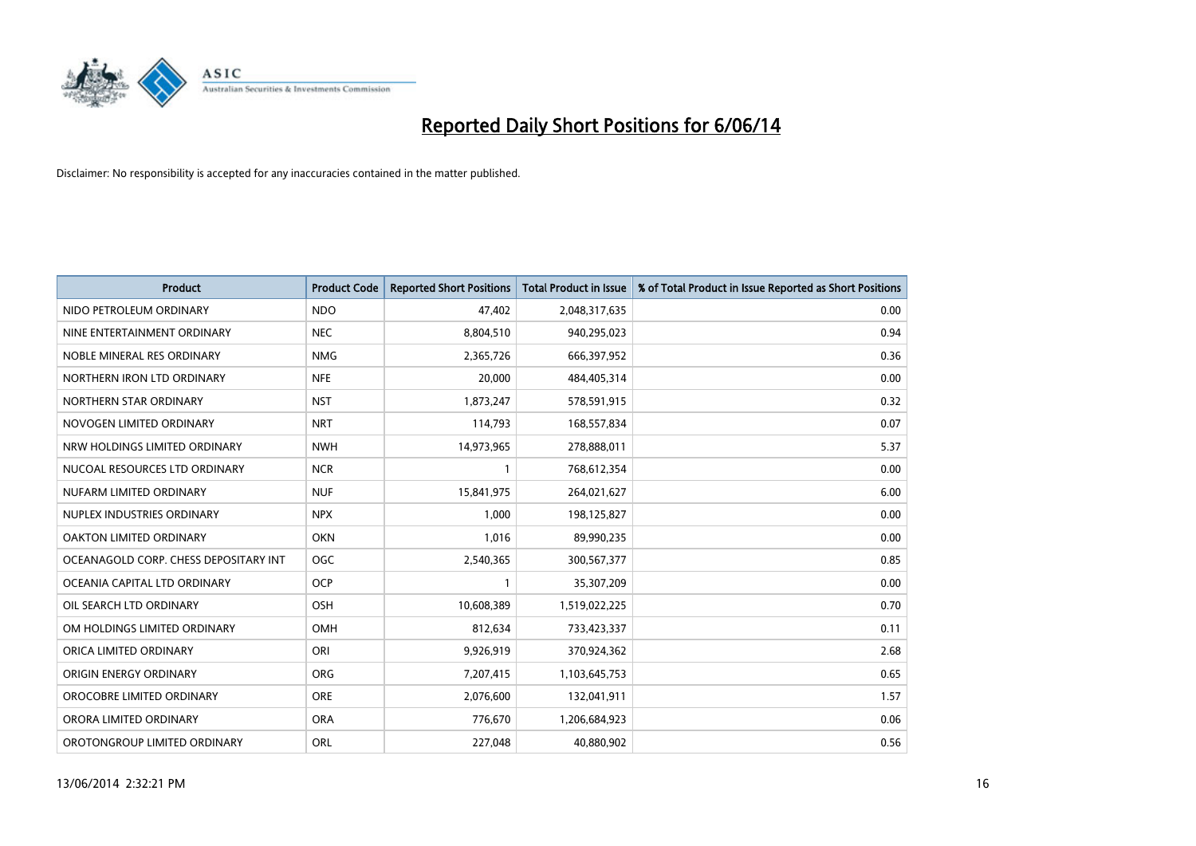# Reported Daily Short Positions for 6/06/14

Disclaimer: No responsibility is accepted for any inaccuracies contained in the matter published.

| Product | Product Code | Reported Short Positions | Total Product in Issue | % of Total Product in Issue Reported as Short Positions |
|---|---|---|---|---|
| NIDO PETROLEUM ORDINARY | NDO | 47,402 | 2,048,317,635 | 0.00 |
| NINE ENTERTAINMENT ORDINARY | NEC | 8,804,510 | 940,295,023 | 0.94 |
| NOBLE MINERAL RES ORDINARY | NMG | 2,365,726 | 666,397,952 | 0.36 |
| NORTHERN IRON LTD ORDINARY | NFE | 20,000 | 484,405,314 | 0.00 |
| NORTHERN STAR ORDINARY | NST | 1,873,247 | 578,591,915 | 0.32 |
| NOVOGEN LIMITED ORDINARY | NRT | 114,793 | 168,557,834 | 0.07 |
| NRW HOLDINGS LIMITED ORDINARY | NWH | 14,973,965 | 278,888,011 | 5.37 |
| NUCOAL RESOURCES LTD ORDINARY | NCR | 1 | 768,612,354 | 0.00 |
| NUFARM LIMITED ORDINARY | NUF | 15,841,975 | 264,021,627 | 6.00 |
| NUPLEX INDUSTRIES ORDINARY | NPX | 1,000 | 198,125,827 | 0.00 |
| OAKTON LIMITED ORDINARY | OKN | 1,016 | 89,990,235 | 0.00 |
| OCEANAGOLD CORP. CHESS DEPOSITARY INT | OGC | 2,540,365 | 300,567,377 | 0.85 |
| OCEANIA CAPITAL LTD ORDINARY | OCP | 1 | 35,307,209 | 0.00 |
| OIL SEARCH LTD ORDINARY | OSH | 10,608,389 | 1,519,022,225 | 0.70 |
| OM HOLDINGS LIMITED ORDINARY | OMH | 812,634 | 733,423,337 | 0.11 |
| ORICA LIMITED ORDINARY | ORI | 9,926,919 | 370,924,362 | 2.68 |
| ORIGIN ENERGY ORDINARY | ORG | 7,207,415 | 1,103,645,753 | 0.65 |
| OROCOBRE LIMITED ORDINARY | ORE | 2,076,600 | 132,041,911 | 1.57 |
| ORORA LIMITED ORDINARY | ORA | 776,670 | 1,206,684,923 | 0.06 |
| OROTONGROUP LIMITED ORDINARY | ORL | 227,048 | 40,880,902 | 0.56 |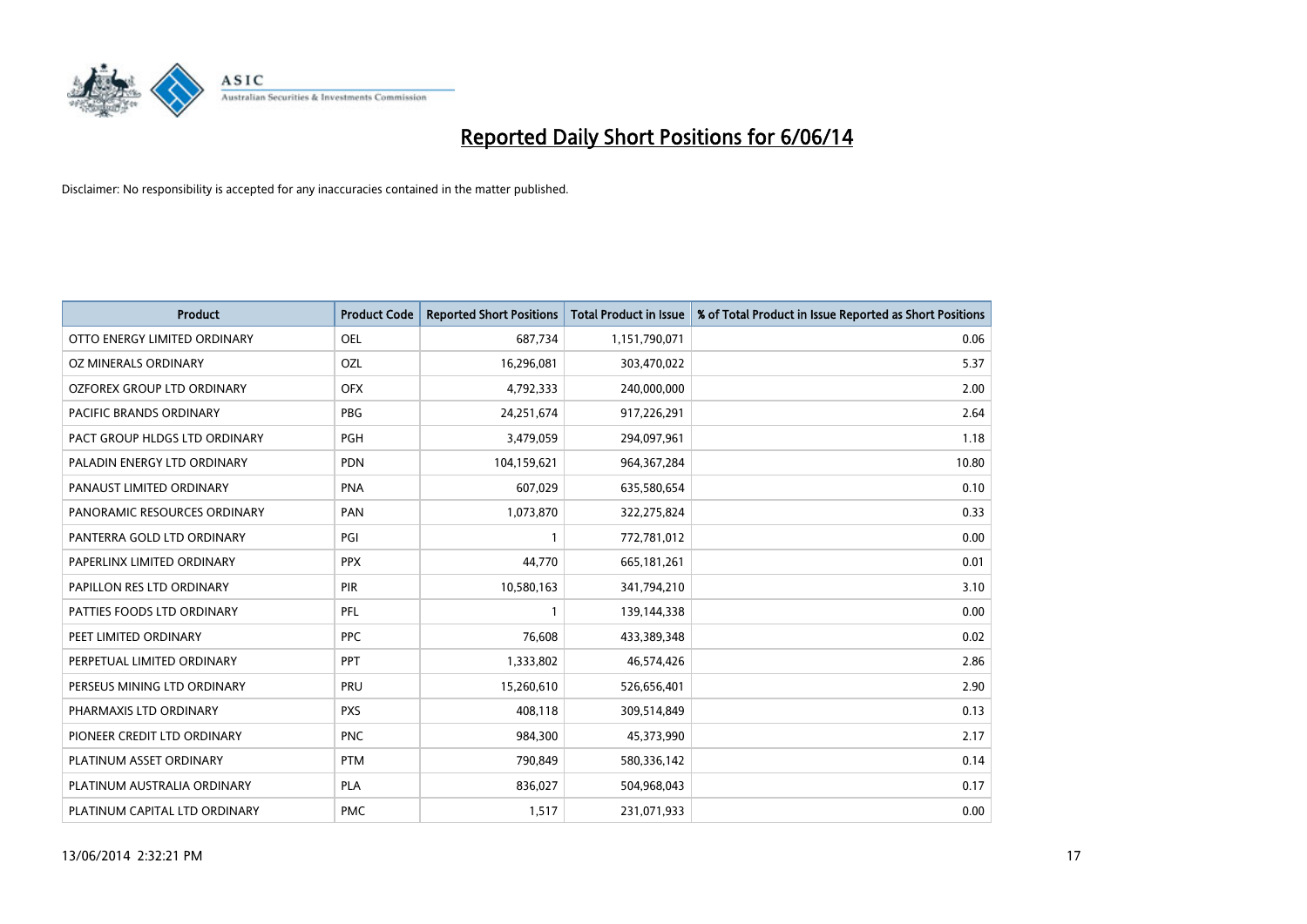# Reported Daily Short Positions for 6/06/14

Disclaimer: No responsibility is accepted for any inaccuracies contained in the matter published.

| Product | Product Code | Reported Short Positions | Total Product in Issue | % of Total Product in Issue Reported as Short Positions |
|---|---|---|---|---|
| OTTO ENERGY LIMITED ORDINARY | OEL | 687,734 | 1,151,790,071 | 0.06 |
| OZ MINERALS ORDINARY | OZL | 16,296,081 | 303,470,022 | 5.37 |
| OZFOREX GROUP LTD ORDINARY | OFX | 4,792,333 | 240,000,000 | 2.00 |
| PACIFIC BRANDS ORDINARY | PBG | 24,251,674 | 917,226,291 | 2.64 |
| PACT GROUP HLDGS LTD ORDINARY | PGH | 3,479,059 | 294,097,961 | 1.18 |
| PALADIN ENERGY LTD ORDINARY | PDN | 104,159,621 | 964,367,284 | 10.80 |
| PANAUST LIMITED ORDINARY | PNA | 607,029 | 635,580,654 | 0.10 |
| PANORAMIC RESOURCES ORDINARY | PAN | 1,073,870 | 322,275,824 | 0.33 |
| PANTERRA GOLD LTD ORDINARY | PGI | 1 | 772,781,012 | 0.00 |
| PAPERLINX LIMITED ORDINARY | PPX | 44,770 | 665,181,261 | 0.01 |
| PAPILLON RES LTD ORDINARY | PIR | 10,580,163 | 341,794,210 | 3.10 |
| PATTIES FOODS LTD ORDINARY | PFL | 1 | 139,144,338 | 0.00 |
| PEET LIMITED ORDINARY | PPC | 76,608 | 433,389,348 | 0.02 |
| PERPETUAL LIMITED ORDINARY | PPT | 1,333,802 | 46,574,426 | 2.86 |
| PERSEUS MINING LTD ORDINARY | PRU | 15,260,610 | 526,656,401 | 2.90 |
| PHARMAXIS LTD ORDINARY | PXS | 408,118 | 309,514,849 | 0.13 |
| PIONEER CREDIT LTD ORDINARY | PNC | 984,300 | 45,373,990 | 2.17 |
| PLATINUM ASSET ORDINARY | PTM | 790,849 | 580,336,142 | 0.14 |
| PLATINUM AUSTRALIA ORDINARY | PLA | 836,027 | 504,968,043 | 0.17 |
| PLATINUM CAPITAL LTD ORDINARY | PMC | 1,517 | 231,071,933 | 0.00 |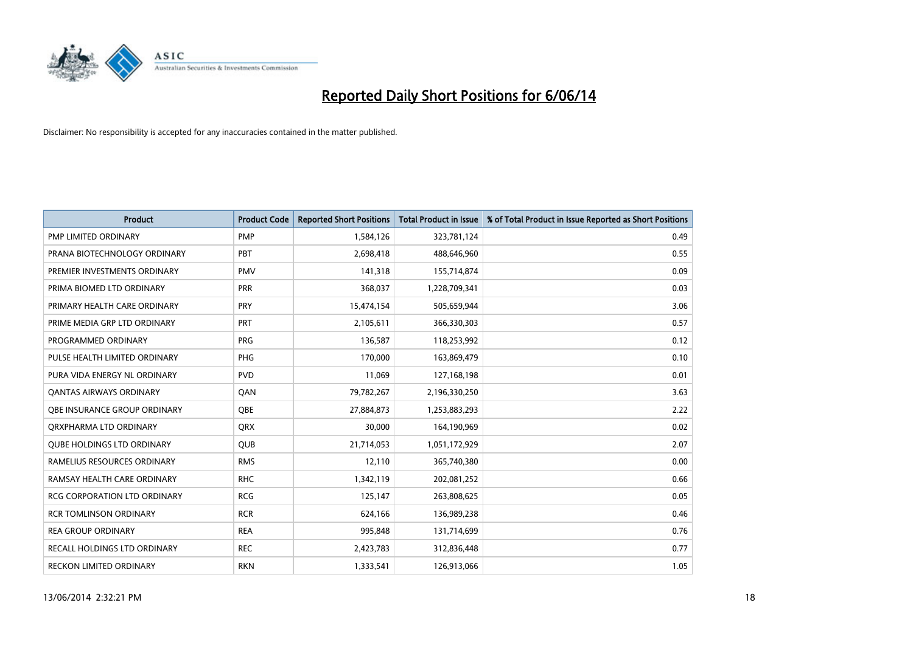# Reported Daily Short Positions for 6/06/14

Disclaimer: No responsibility is accepted for any inaccuracies contained in the matter published.

| Product | Product Code | Reported Short Positions | Total Product in Issue | % of Total Product in Issue Reported as Short Positions |
|---|---|---|---|---|
| PMP LIMITED ORDINARY | PMP | 1,584,126 | 323,781,124 | 0.49 |
| PRANA BIOTECHNOLOGY ORDINARY | PBT | 2,698,418 | 488,646,960 | 0.55 |
| PREMIER INVESTMENTS ORDINARY | PMV | 141,318 | 155,714,874 | 0.09 |
| PRIMA BIOMED LTD ORDINARY | PRR | 368,037 | 1,228,709,341 | 0.03 |
| PRIMARY HEALTH CARE ORDINARY | PRY | 15,474,154 | 505,659,944 | 3.06 |
| PRIME MEDIA GRP LTD ORDINARY | PRT | 2,105,611 | 366,330,303 | 0.57 |
| PROGRAMMED ORDINARY | PRG | 136,587 | 118,253,992 | 0.12 |
| PULSE HEALTH LIMITED ORDINARY | PHG | 170,000 | 163,869,479 | 0.10 |
| PURA VIDA ENERGY NL ORDINARY | PVD | 11,069 | 127,168,198 | 0.01 |
| QANTAS AIRWAYS ORDINARY | QAN | 79,782,267 | 2,196,330,250 | 3.63 |
| QBE INSURANCE GROUP ORDINARY | QBE | 27,884,873 | 1,253,883,293 | 2.22 |
| QRXPHARMA LTD ORDINARY | QRX | 30,000 | 164,190,969 | 0.02 |
| QUBE HOLDINGS LTD ORDINARY | QUB | 21,714,053 | 1,051,172,929 | 2.07 |
| RAMELIUS RESOURCES ORDINARY | RMS | 12,110 | 365,740,380 | 0.00 |
| RAMSAY HEALTH CARE ORDINARY | RHC | 1,342,119 | 202,081,252 | 0.66 |
| RCG CORPORATION LTD ORDINARY | RCG | 125,147 | 263,808,625 | 0.05 |
| RCR TOMLINSON ORDINARY | RCR | 624,166 | 136,989,238 | 0.46 |
| REA GROUP ORDINARY | REA | 995,848 | 131,714,699 | 0.76 |
| RECALL HOLDINGS LTD ORDINARY | REC | 2,423,783 | 312,836,448 | 0.77 |
| RECKON LIMITED ORDINARY | RKN | 1,333,541 | 126,913,066 | 1.05 |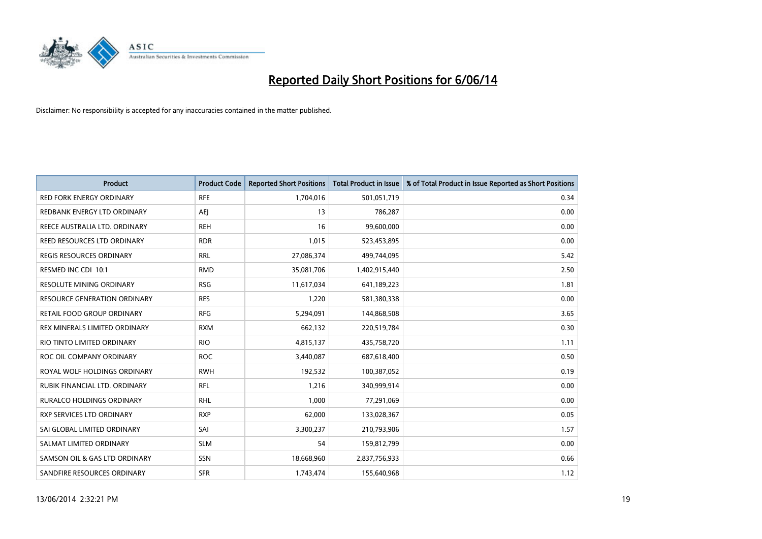# Reported Daily Short Positions for 6/06/14

Disclaimer: No responsibility is accepted for any inaccuracies contained in the matter published.

| Product | Product Code | Reported Short Positions | Total Product in Issue | % of Total Product in Issue Reported as Short Positions |
|---|---|---|---|---|
| RED FORK ENERGY ORDINARY | RFE | 1,704,016 | 501,051,719 | 0.34 |
| REDBANK ENERGY LTD ORDINARY | AEJ | 13 | 786,287 | 0.00 |
| REECE AUSTRALIA LTD. ORDINARY | REH | 16 | 99,600,000 | 0.00 |
| REED RESOURCES LTD ORDINARY | RDR | 1,015 | 523,453,895 | 0.00 |
| REGIS RESOURCES ORDINARY | RRL | 27,086,374 | 499,744,095 | 5.42 |
| RESMED INC CDI 10:1 | RMD | 35,081,706 | 1,402,915,440 | 2.50 |
| RESOLUTE MINING ORDINARY | RSG | 11,617,034 | 641,189,223 | 1.81 |
| RESOURCE GENERATION ORDINARY | RES | 1,220 | 581,380,338 | 0.00 |
| RETAIL FOOD GROUP ORDINARY | RFG | 5,294,091 | 144,868,508 | 3.65 |
| REX MINERALS LIMITED ORDINARY | RXM | 662,132 | 220,519,784 | 0.30 |
| RIO TINTO LIMITED ORDINARY | RIO | 4,815,137 | 435,758,720 | 1.11 |
| ROC OIL COMPANY ORDINARY | ROC | 3,440,087 | 687,618,400 | 0.50 |
| ROYAL WOLF HOLDINGS ORDINARY | RWH | 192,532 | 100,387,052 | 0.19 |
| RUBIK FINANCIAL LTD. ORDINARY | RFL | 1,216 | 340,999,914 | 0.00 |
| RURALCO HOLDINGS ORDINARY | RHL | 1,000 | 77,291,069 | 0.00 |
| RXP SERVICES LTD ORDINARY | RXP | 62,000 | 133,028,367 | 0.05 |
| SAI GLOBAL LIMITED ORDINARY | SAI | 3,300,237 | 210,793,906 | 1.57 |
| SALMAT LIMITED ORDINARY | SLM | 54 | 159,812,799 | 0.00 |
| SAMSON OIL & GAS LTD ORDINARY | SSN | 18,668,960 | 2,837,756,933 | 0.66 |
| SANDFIRE RESOURCES ORDINARY | SFR | 1,743,474 | 155,640,968 | 1.12 |

13/06/2014 2:32:21 PM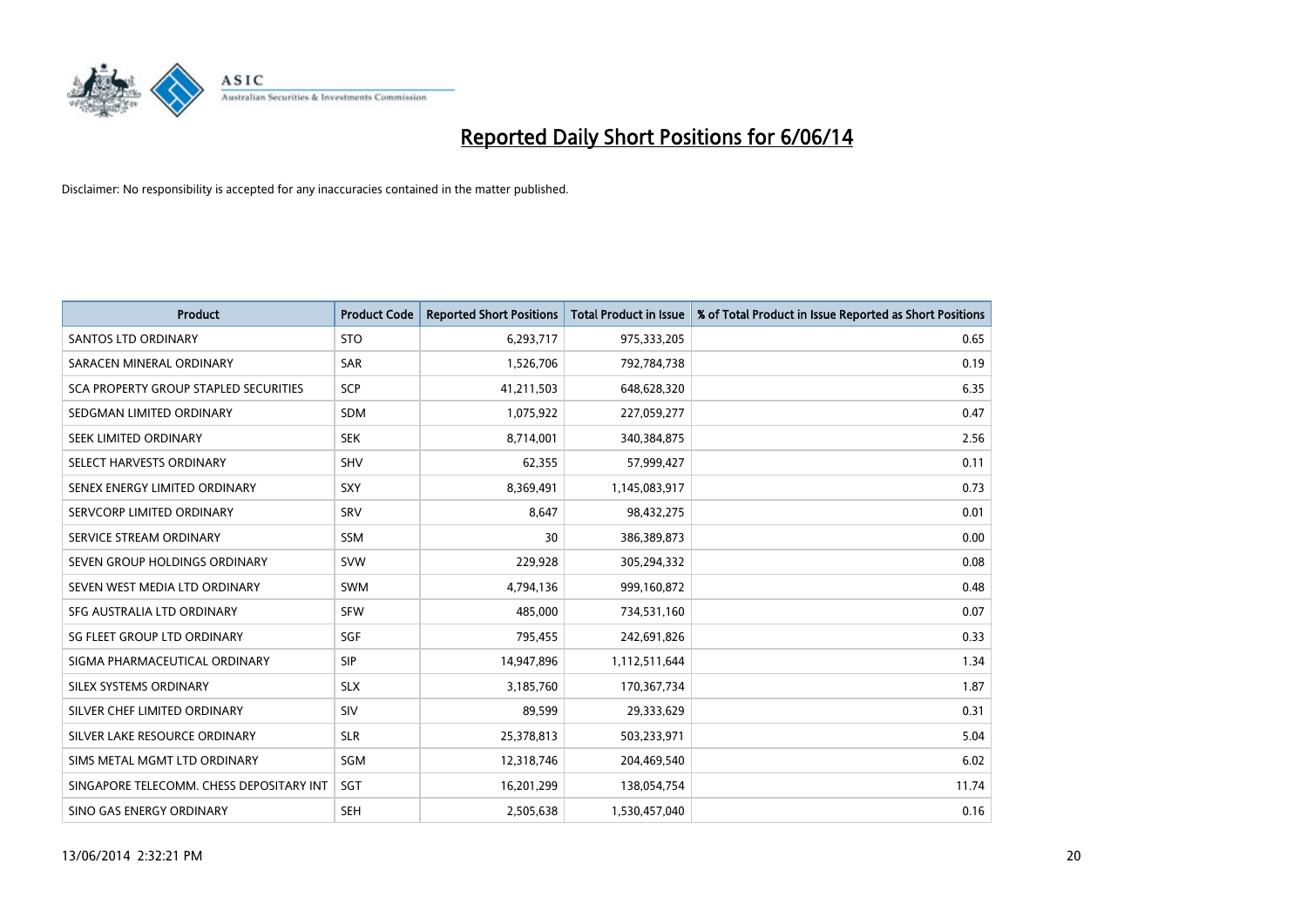# Reported Daily Short Positions for 6/06/14

Disclaimer: No responsibility is accepted for any inaccuracies contained in the matter published.

| Product | Product Code | Reported Short Positions | Total Product in Issue | % of Total Product in Issue Reported as Short Positions |
|---|---|---|---|---|
| SANTOS LTD ORDINARY | STO | 6,293,717 | 975,333,205 | 0.65 |
| SARACEN MINERAL ORDINARY | SAR | 1,526,706 | 792,784,738 | 0.19 |
| SCA PROPERTY GROUP STAPLED SECURITIES | SCP | 41,211,503 | 648,628,320 | 6.35 |
| SEDGMAN LIMITED ORDINARY | SDM | 1,075,922 | 227,059,277 | 0.47 |
| SEEK LIMITED ORDINARY | SEK | 8,714,001 | 340,384,875 | 2.56 |
| SELECT HARVESTS ORDINARY | SHV | 62,355 | 57,999,427 | 0.11 |
| SENEX ENERGY LIMITED ORDINARY | SXY | 8,369,491 | 1,145,083,917 | 0.73 |
| SERVCORP LIMITED ORDINARY | SRV | 8,647 | 98,432,275 | 0.01 |
| SERVICE STREAM ORDINARY | SSM | 30 | 386,389,873 | 0.00 |
| SEVEN GROUP HOLDINGS ORDINARY | SVW | 229,928 | 305,294,332 | 0.08 |
| SEVEN WEST MEDIA LTD ORDINARY | SWM | 4,794,136 | 999,160,872 | 0.48 |
| SFG AUSTRALIA LTD ORDINARY | SFW | 485,000 | 734,531,160 | 0.07 |
| SG FLEET GROUP LTD ORDINARY | SGF | 795,455 | 242,691,826 | 0.33 |
| SIGMA PHARMACEUTICAL ORDINARY | SIP | 14,947,896 | 1,112,511,644 | 1.34 |
| SILEX SYSTEMS ORDINARY | SLX | 3,185,760 | 170,367,734 | 1.87 |
| SILVER CHEF LIMITED ORDINARY | SIV | 89,599 | 29,333,629 | 0.31 |
| SILVER LAKE RESOURCE ORDINARY | SLR | 25,378,813 | 503,233,971 | 5.04 |
| SIMS METAL MGMT LTD ORDINARY | SGM | 12,318,746 | 204,469,540 | 6.02 |
| SINGAPORE TELECOMM. CHESS DEPOSITARY INT | SGT | 16,201,299 | 138,054,754 | 11.74 |
| SINO GAS ENERGY ORDINARY | SEH | 2,505,638 | 1,530,457,040 | 0.16 |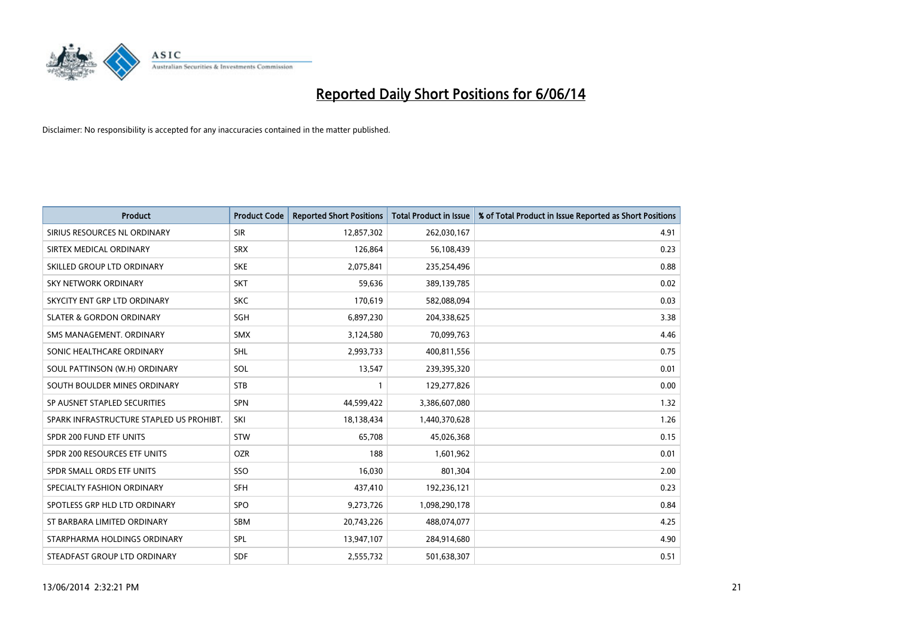# Reported Daily Short Positions for 6/06/14

Disclaimer: No responsibility is accepted for any inaccuracies contained in the matter published.

| Product | Product Code | Reported Short Positions | Total Product in Issue | % of Total Product in Issue Reported as Short Positions |
|---|---|---|---|---|
| SIRIUS RESOURCES NL ORDINARY | SIR | 12,857,302 | 262,030,167 | 4.91 |
| SIRTEX MEDICAL ORDINARY | SRX | 126,864 | 56,108,439 | 0.23 |
| SKILLED GROUP LTD ORDINARY | SKE | 2,075,841 | 235,254,496 | 0.88 |
| SKY NETWORK ORDINARY | SKT | 59,636 | 389,139,785 | 0.02 |
| SKYCITY ENT GRP LTD ORDINARY | SKC | 170,619 | 582,088,094 | 0.03 |
| SLATER & GORDON ORDINARY | SGH | 6,897,230 | 204,338,625 | 3.38 |
| SMS MANAGEMENT. ORDINARY | SMX | 3,124,580 | 70,099,763 | 4.46 |
| SONIC HEALTHCARE ORDINARY | SHL | 2,993,733 | 400,811,556 | 0.75 |
| SOUL PATTINSON (W.H) ORDINARY | SOL | 13,547 | 239,395,320 | 0.01 |
| SOUTH BOULDER MINES ORDINARY | STB | 1 | 129,277,826 | 0.00 |
| SP AUSNET STAPLED SECURITIES | SPN | 44,599,422 | 3,386,607,080 | 1.32 |
| SPARK INFRASTRUCTURE STAPLED US PROHIBT. | SKI | 18,138,434 | 1,440,370,628 | 1.26 |
| SPDR 200 FUND ETF UNITS | STW | 65,708 | 45,026,368 | 0.15 |
| SPDR 200 RESOURCES ETF UNITS | OZR | 188 | 1,601,962 | 0.01 |
| SPDR SMALL ORDS ETF UNITS | SSO | 16,030 | 801,304 | 2.00 |
| SPECIALTY FASHION ORDINARY | SFH | 437,410 | 192,236,121 | 0.23 |
| SPOTLESS GRP HLD LTD ORDINARY | SPO | 9,273,726 | 1,098,290,178 | 0.84 |
| ST BARBARA LIMITED ORDINARY | SBM | 20,743,226 | 488,074,077 | 4.25 |
| STARPHARMA HOLDINGS ORDINARY | SPL | 13,947,107 | 284,914,680 | 4.90 |
| STEADFAST GROUP LTD ORDINARY | SDF | 2,555,732 | 501,638,307 | 0.51 |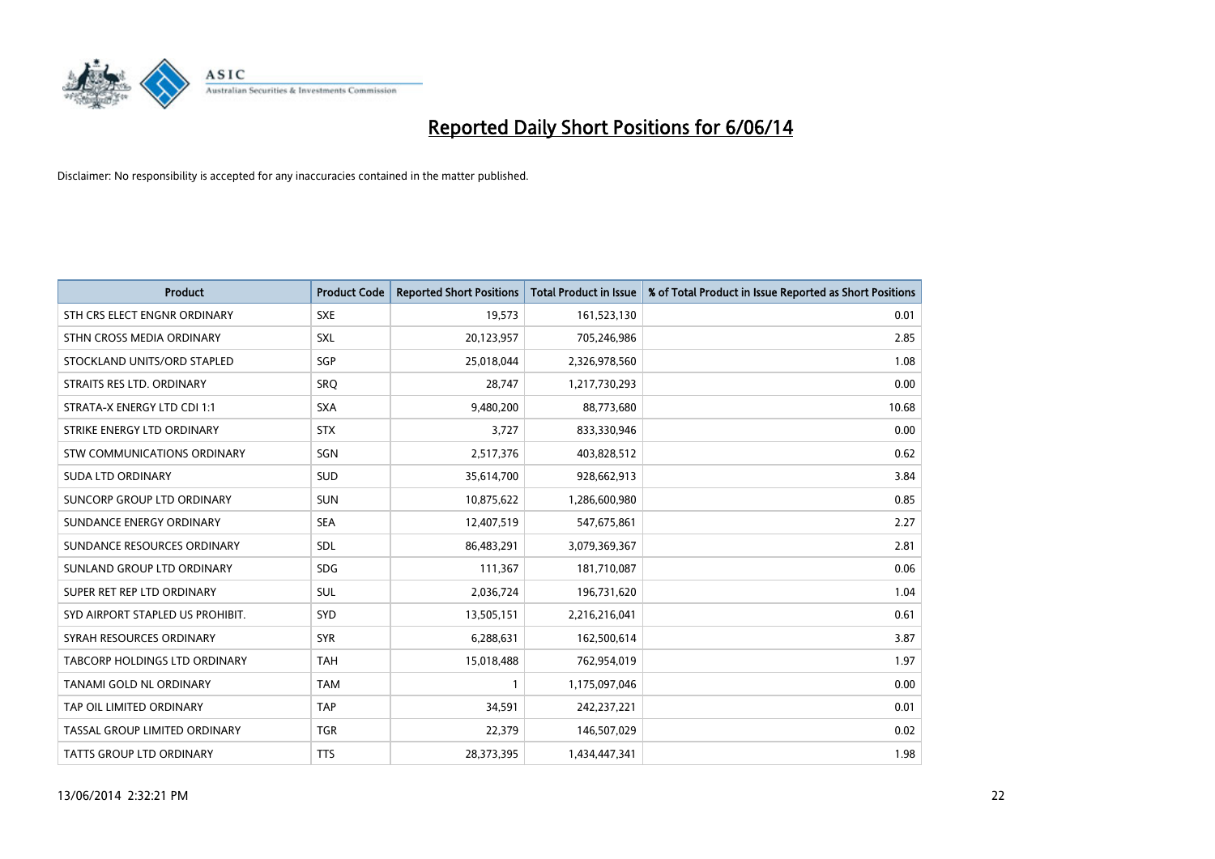# Reported Daily Short Positions for 6/06/14

Disclaimer: No responsibility is accepted for any inaccuracies contained in the matter published.

| Product | Product Code | Reported Short Positions | Total Product in Issue | % of Total Product in Issue Reported as Short Positions |
|---|---|---|---|---|
| STH CRS ELECT ENGNR ORDINARY | SXE | 19,573 | 161,523,130 | 0.01 |
| STHN CROSS MEDIA ORDINARY | SXL | 20,123,957 | 705,246,986 | 2.85 |
| STOCKLAND UNITS/ORD STAPLED | SGP | 25,018,044 | 2,326,978,560 | 1.08 |
| STRAITS RES LTD. ORDINARY | SRQ | 28,747 | 1,217,730,293 | 0.00 |
| STRATA-X ENERGY LTD CDI 1:1 | SXA | 9,480,200 | 88,773,680 | 10.68 |
| STRIKE ENERGY LTD ORDINARY | STX | 3,727 | 833,330,946 | 0.00 |
| STW COMMUNICATIONS ORDINARY | SGN | 2,517,376 | 403,828,512 | 0.62 |
| SUDA LTD ORDINARY | SUD | 35,614,700 | 928,662,913 | 3.84 |
| SUNCORP GROUP LTD ORDINARY | SUN | 10,875,622 | 1,286,600,980 | 0.85 |
| SUNDANCE ENERGY ORDINARY | SEA | 12,407,519 | 547,675,861 | 2.27 |
| SUNDANCE RESOURCES ORDINARY | SDL | 86,483,291 | 3,079,369,367 | 2.81 |
| SUNLAND GROUP LTD ORDINARY | SDG | 111,367 | 181,710,087 | 0.06 |
| SUPER RET REP LTD ORDINARY | SUL | 2,036,724 | 196,731,620 | 1.04 |
| SYD AIRPORT STAPLED US PROHIBIT. | SYD | 13,505,151 | 2,216,216,041 | 0.61 |
| SYRAH RESOURCES ORDINARY | SYR | 6,288,631 | 162,500,614 | 3.87 |
| TABCORP HOLDINGS LTD ORDINARY | TAH | 15,018,488 | 762,954,019 | 1.97 |
| TANAMI GOLD NL ORDINARY | TAM | 1 | 1,175,097,046 | 0.00 |
| TAP OIL LIMITED ORDINARY | TAP | 34,591 | 242,237,221 | 0.01 |
| TASSAL GROUP LIMITED ORDINARY | TGR | 22,379 | 146,507,029 | 0.02 |
| TATTS GROUP LTD ORDINARY | TTS | 28,373,395 | 1,434,447,341 | 1.98 |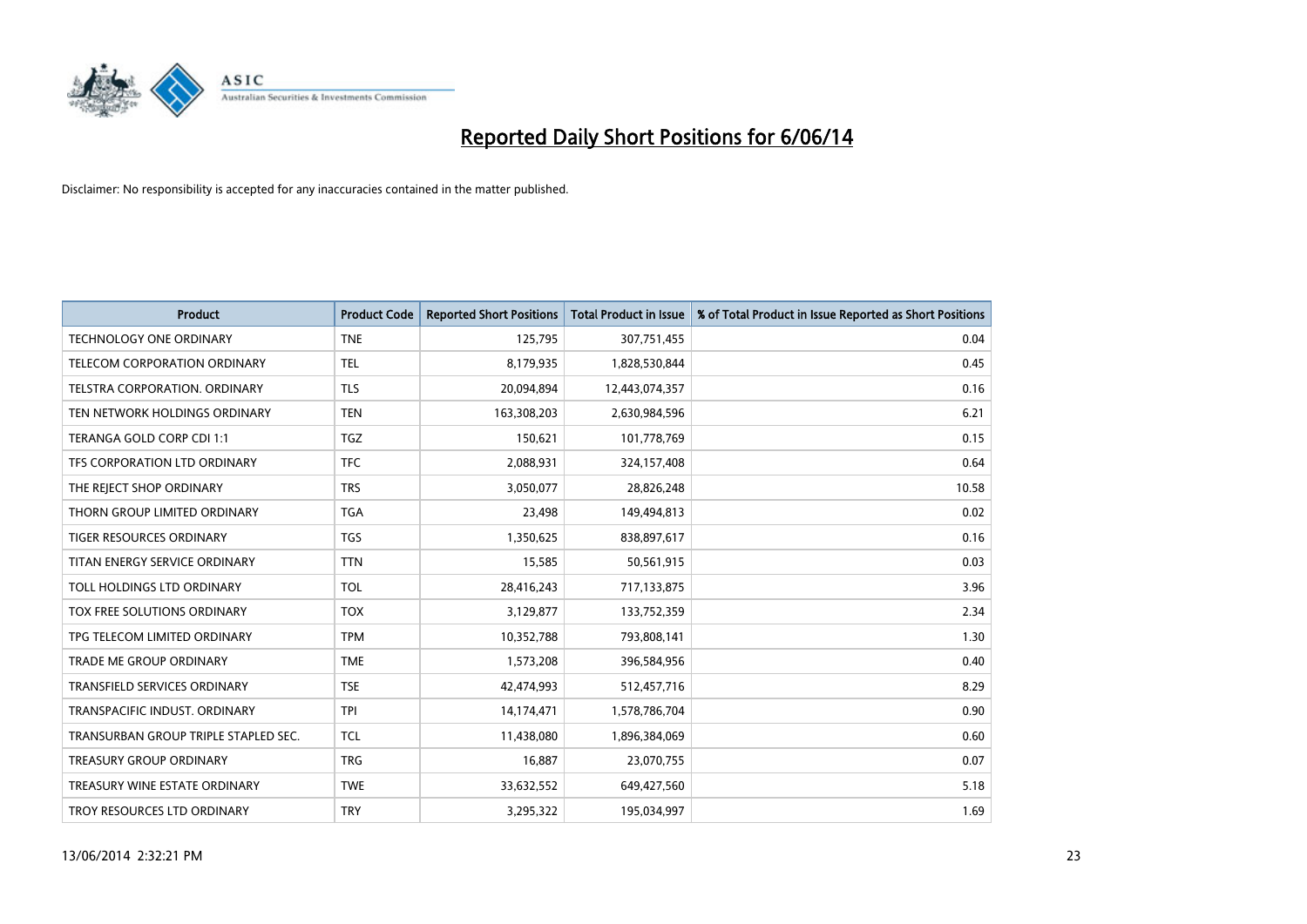# Reported Daily Short Positions for 6/06/14

Disclaimer: No responsibility is accepted for any inaccuracies contained in the matter published.

| Product | Product Code | Reported Short Positions | Total Product in Issue | % of Total Product in Issue Reported as Short Positions |
|---|---|---|---|---|
| TECHNOLOGY ONE ORDINARY | TNE | 125,795 | 307,751,455 | 0.04 |
| TELECOM CORPORATION ORDINARY | TEL | 8,179,935 | 1,828,530,844 | 0.45 |
| TELSTRA CORPORATION. ORDINARY | TLS | 20,094,894 | 12,443,074,357 | 0.16 |
| TEN NETWORK HOLDINGS ORDINARY | TEN | 163,308,203 | 2,630,984,596 | 6.21 |
| TERANGA GOLD CORP CDI 1:1 | TGZ | 150,621 | 101,778,769 | 0.15 |
| TFS CORPORATION LTD ORDINARY | TFC | 2,088,931 | 324,157,408 | 0.64 |
| THE REJECT SHOP ORDINARY | TRS | 3,050,077 | 28,826,248 | 10.58 |
| THORN GROUP LIMITED ORDINARY | TGA | 23,498 | 149,494,813 | 0.02 |
| TIGER RESOURCES ORDINARY | TGS | 1,350,625 | 838,897,617 | 0.16 |
| TITAN ENERGY SERVICE ORDINARY | TTN | 15,585 | 50,561,915 | 0.03 |
| TOLL HOLDINGS LTD ORDINARY | TOL | 28,416,243 | 717,133,875 | 3.96 |
| TOX FREE SOLUTIONS ORDINARY | TOX | 3,129,877 | 133,752,359 | 2.34 |
| TPG TELECOM LIMITED ORDINARY | TPM | 10,352,788 | 793,808,141 | 1.30 |
| TRADE ME GROUP ORDINARY | TME | 1,573,208 | 396,584,956 | 0.40 |
| TRANSFIELD SERVICES ORDINARY | TSE | 42,474,993 | 512,457,716 | 8.29 |
| TRANSPACIFIC INDUST. ORDINARY | TPI | 14,174,471 | 1,578,786,704 | 0.90 |
| TRANSURBAN GROUP TRIPLE STAPLED SEC. | TCL | 11,438,080 | 1,896,384,069 | 0.60 |
| TREASURY GROUP ORDINARY | TRG | 16,887 | 23,070,755 | 0.07 |
| TREASURY WINE ESTATE ORDINARY | TWE | 33,632,552 | 649,427,560 | 5.18 |
| TROY RESOURCES LTD ORDINARY | TRY | 3,295,322 | 195,034,997 | 1.69 |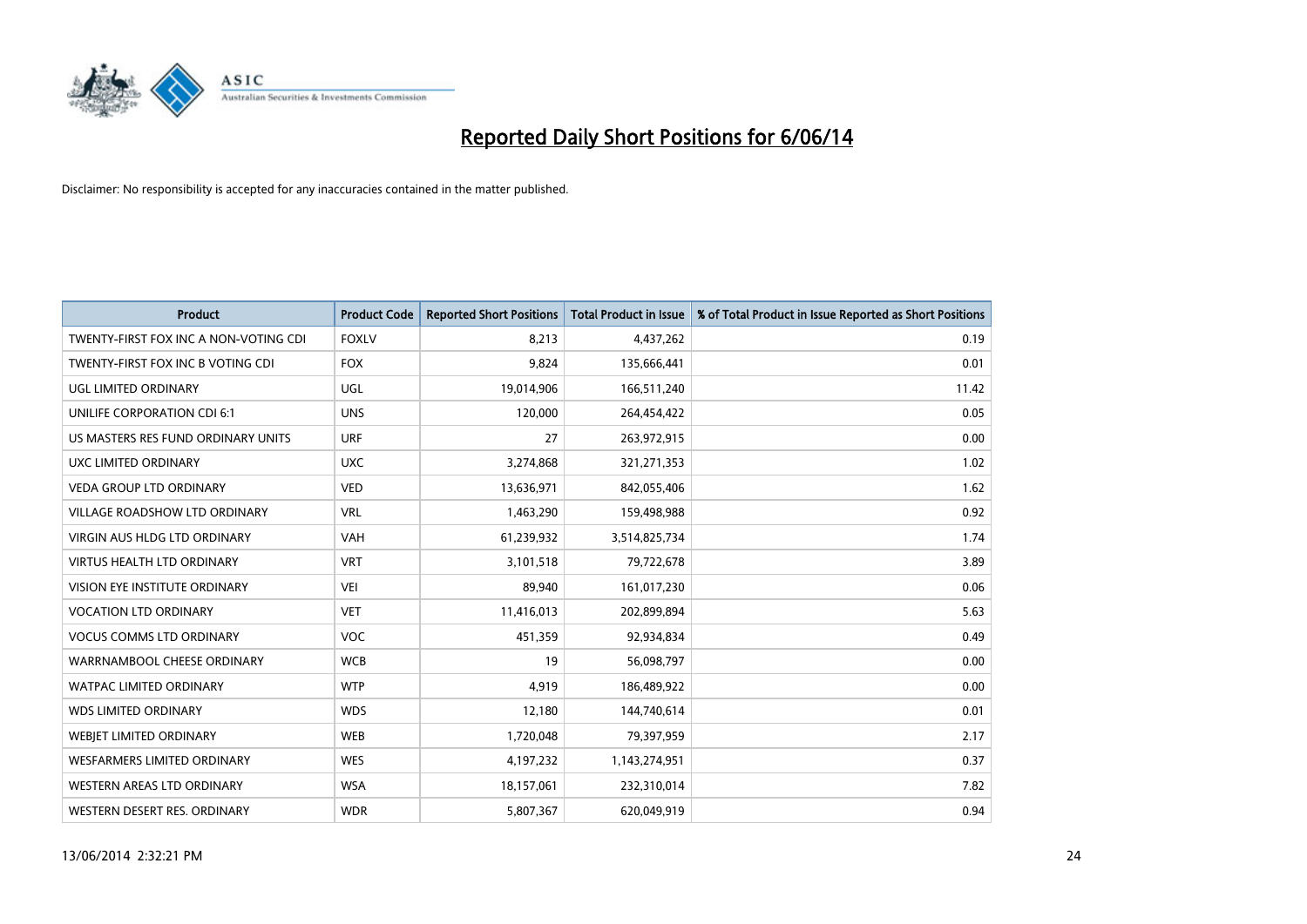# Reported Daily Short Positions for 6/06/14

Disclaimer: No responsibility is accepted for any inaccuracies contained in the matter published.

| Product | Product Code | Reported Short Positions | Total Product in Issue | % of Total Product in Issue Reported as Short Positions |
|---|---|---|---|---|
| TWENTY-FIRST FOX INC A NON-VOTING CDI | FOXLV | 8,213 | 4,437,262 | 0.19 |
| TWENTY-FIRST FOX INC B VOTING CDI | FOX | 9,824 | 135,666,441 | 0.01 |
| UGL LIMITED ORDINARY | UGL | 19,014,906 | 166,511,240 | 11.42 |
| UNILIFE CORPORATION CDI 6:1 | UNS | 120,000 | 264,454,422 | 0.05 |
| US MASTERS RES FUND ORDINARY UNITS | URF | 27 | 263,972,915 | 0.00 |
| UXC LIMITED ORDINARY | UXC | 3,274,868 | 321,271,353 | 1.02 |
| VEDA GROUP LTD ORDINARY | VED | 13,636,971 | 842,055,406 | 1.62 |
| VILLAGE ROADSHOW LTD ORDINARY | VRL | 1,463,290 | 159,498,988 | 0.92 |
| VIRGIN AUS HLDG LTD ORDINARY | VAH | 61,239,932 | 3,514,825,734 | 1.74 |
| VIRTUS HEALTH LTD ORDINARY | VRT | 3,101,518 | 79,722,678 | 3.89 |
| VISION EYE INSTITUTE ORDINARY | VEI | 89,940 | 161,017,230 | 0.06 |
| VOCATION LTD ORDINARY | VET | 11,416,013 | 202,899,894 | 5.63 |
| VOCUS COMMS LTD ORDINARY | VOC | 451,359 | 92,934,834 | 0.49 |
| WARRNAMBOOL CHEESE ORDINARY | WCB | 19 | 56,098,797 | 0.00 |
| WATPAC LIMITED ORDINARY | WTP | 4,919 | 186,489,922 | 0.00 |
| WDS LIMITED ORDINARY | WDS | 12,180 | 144,740,614 | 0.01 |
| WEBJET LIMITED ORDINARY | WEB | 1,720,048 | 79,397,959 | 2.17 |
| WESFARMERS LIMITED ORDINARY | WES | 4,197,232 | 1,143,274,951 | 0.37 |
| WESTERN AREAS LTD ORDINARY | WSA | 18,157,061 | 232,310,014 | 7.82 |
| WESTERN DESERT RES. ORDINARY | WDR | 5,807,367 | 620,049,919 | 0.94 |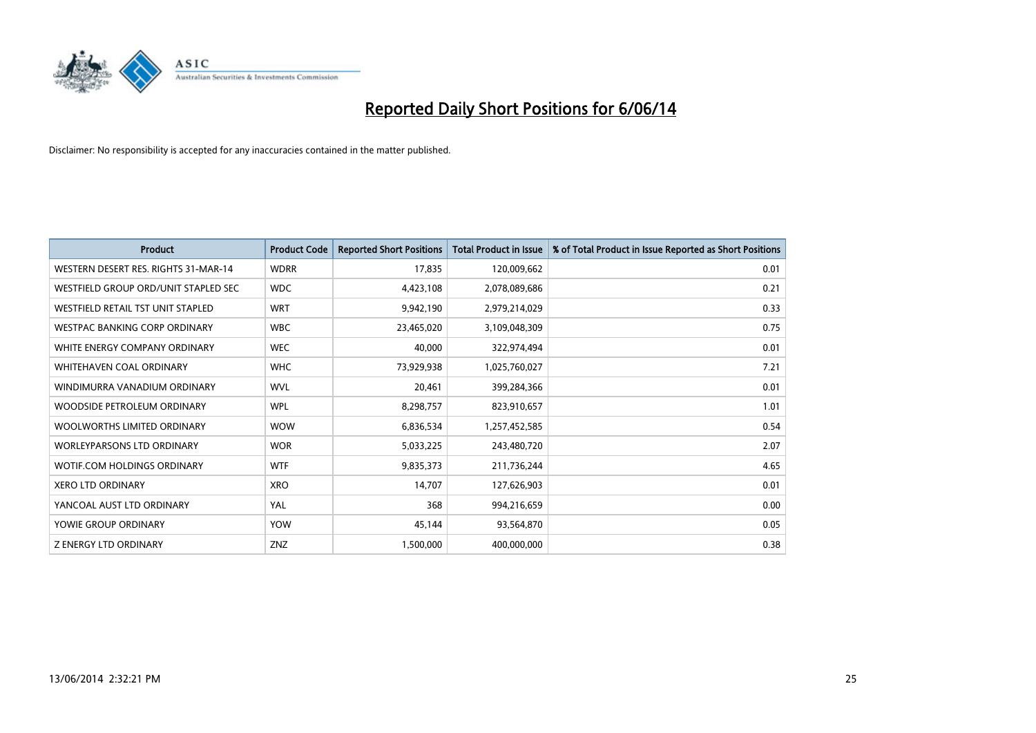# Reported Daily Short Positions for 6/06/14

Disclaimer: No responsibility is accepted for any inaccuracies contained in the matter published.

| Product | Product Code | Reported Short Positions | Total Product in Issue | % of Total Product in Issue Reported as Short Positions |
|---|---|---|---|---|
| WESTERN DESERT RES. RIGHTS 31-MAR-14 | WDRR | 17,835 | 120,009,662 | 0.01 |
| WESTFIELD GROUP ORD/UNIT STAPLED SEC | WDC | 4,423,108 | 2,078,089,686 | 0.21 |
| WESTFIELD RETAIL TST UNIT STAPLED | WRT | 9,942,190 | 2,979,214,029 | 0.33 |
| WESTPAC BANKING CORP ORDINARY | WBC | 23,465,020 | 3,109,048,309 | 0.75 |
| WHITE ENERGY COMPANY ORDINARY | WEC | 40,000 | 322,974,494 | 0.01 |
| WHITEHAVEN COAL ORDINARY | WHC | 73,929,938 | 1,025,760,027 | 7.21 |
| WINDIMURRA VANADIUM ORDINARY | WVL | 20,461 | 399,284,366 | 0.01 |
| WOODSIDE PETROLEUM ORDINARY | WPL | 8,298,757 | 823,910,657 | 1.01 |
| WOOLWORTHS LIMITED ORDINARY | WOW | 6,836,534 | 1,257,452,585 | 0.54 |
| WORLEYPARSONS LTD ORDINARY | WOR | 5,033,225 | 243,480,720 | 2.07 |
| WOTIF.COM HOLDINGS ORDINARY | WTF | 9,835,373 | 211,736,244 | 4.65 |
| XERO LTD ORDINARY | XRO | 14,707 | 127,626,903 | 0.01 |
| YANCOAL AUST LTD ORDINARY | YAL | 368 | 994,216,659 | 0.00 |
| YOWIE GROUP ORDINARY | YOW | 45,144 | 93,564,870 | 0.05 |
| Z ENERGY LTD ORDINARY | ZNZ | 1,500,000 | 400,000,000 | 0.38 |